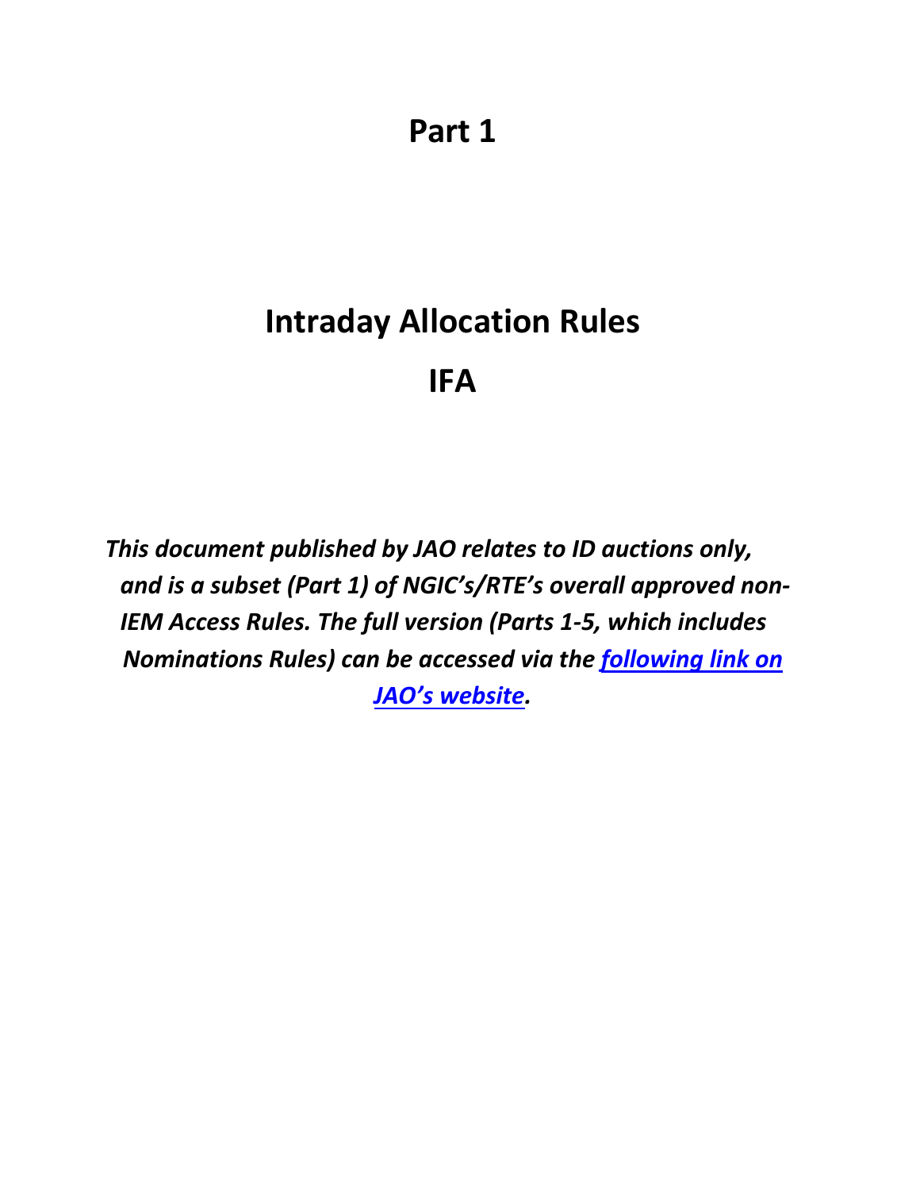# Part 1

# Intraday Allocation Rules

# IFA

***This document published by JAO relates to ID auctions only, and is a subset (Part 1) of NGIC's/RTE's overall approved non-IEM Access Rules. The full version (Parts 1-5, which includes Nominations Rules) can be accessed via the following link on JAO's website.***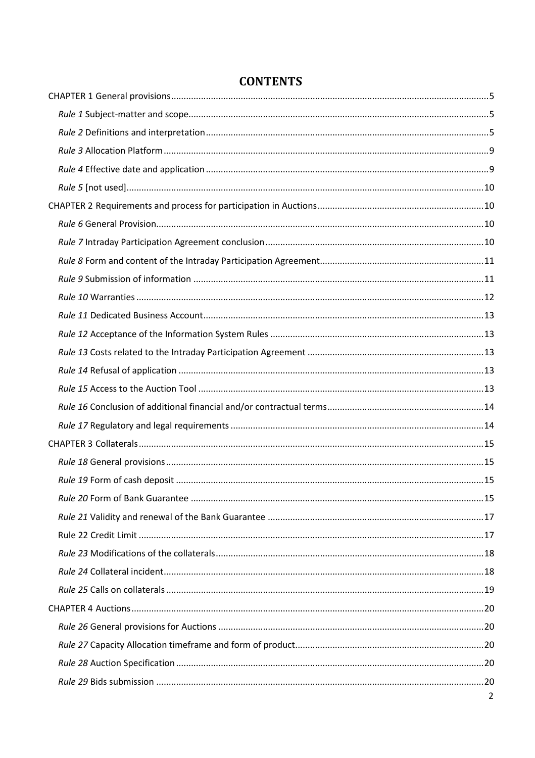# CONTENTS

CHAPTER 1 General provisions ..... 5

*Rule 1* Subject-matter and scope ..... 5

*Rule 2* Definitions and interpretation ..... 5

*Rule 3* Allocation Platform ..... 9

*Rule 4* Effective date and application ..... 9

*Rule 5* [not used] ..... 10

CHAPTER 2 Requirements and process for participation in Auctions ..... 10

*Rule 6* General Provision ..... 10

*Rule 7* Intraday Participation Agreement conclusion ..... 10

*Rule 8* Form and content of the Intraday Participation Agreement ..... 11

*Rule 9* Submission of information ..... 11

*Rule 10* Warranties ..... 12

*Rule 11* Dedicated Business Account ..... 13

*Rule 12* Acceptance of the Information System Rules ..... 13

*Rule 13* Costs related to the Intraday Participation Agreement ..... 13

*Rule 14* Refusal of application ..... 13

*Rule 15* Access to the Auction Tool ..... 13

*Rule 16* Conclusion of additional financial and/or contractual terms ..... 14

*Rule 17* Regulatory and legal requirements ..... 14

CHAPTER 3 Collaterals ..... 15

*Rule 18* General provisions ..... 15

*Rule 19* Form of cash deposit ..... 15

*Rule 20* Form of Bank Guarantee ..... 15

*Rule 21* Validity and renewal of the Bank Guarantee ..... 17

Rule 22 Credit Limit ..... 17

*Rule 23* Modifications of the collaterals ..... 18

*Rule 24* Collateral incident ..... 18

*Rule 25* Calls on collaterals ..... 19

CHAPTER 4 Auctions ..... 20

*Rule 26* General provisions for Auctions ..... 20

*Rule 27* Capacity Allocation timeframe and form of product ..... 20

*Rule 28* Auction Specification ..... 20

*Rule 29* Bids submission ..... 20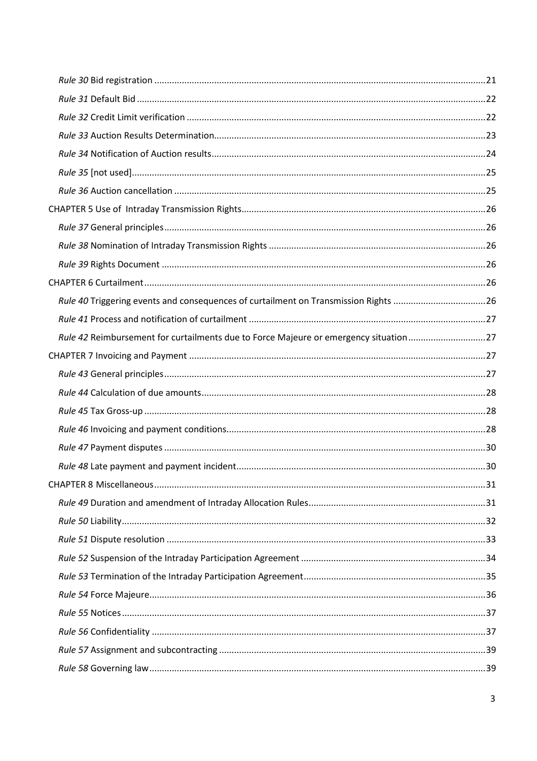*Rule 30* Bid registration ....................................................................................................................21

*Rule 31* Default Bid ...........................................................................................................................22

*Rule 32* Credit Limit verification .......................................................................................................22

*Rule 33* Auction Results Determination.............................................................................................23

*Rule 34* Notification of Auction results..............................................................................................24

*Rule 35* [not used].............................................................................................................................25

*Rule 36* Auction cancellation ............................................................................................................25

CHAPTER 5 Use of Intraday Transmission Rights.................................................................................26

*Rule 37* General principles................................................................................................................26

*Rule 38* Nomination of Intraday Transmission Rights .......................................................................26

*Rule 39* Rights Document .................................................................................................................26

CHAPTER 6 Curtailment......................................................................................................................26

*Rule 40* Triggering events and consequences of curtailment on Transmission Rights .....................26

*Rule 41* Process and notification of curtailment ..............................................................................27

*Rule 42* Reimbursement for curtailments due to Force Majeure or emergency situation ...............27

CHAPTER 7 Invoicing and Payment ....................................................................................................27

*Rule 43* General principles................................................................................................................27

*Rule 44* Calculation of due amounts.................................................................................................28

*Rule 45* Tax Gross-up ........................................................................................................................28

*Rule 46* Invoicing and payment conditions.......................................................................................28

*Rule 47* Payment disputes ................................................................................................................30

*Rule 48* Late payment and payment incident....................................................................................30

CHAPTER 8 Miscellaneous...................................................................................................................31

*Rule 49* Duration and amendment of Intraday Allocation Rules.......................................................31

*Rule 50* Liability.................................................................................................................................32

*Rule 51* Dispute resolution ...............................................................................................................33

*Rule 52* Suspension of the Intraday Participation Agreement ..........................................................34

*Rule 53* Termination of the Intraday Participation Agreement.........................................................35

*Rule 54* Force Majeure......................................................................................................................36

*Rule 55* Notices.................................................................................................................................37

*Rule 56* Confidentiality .....................................................................................................................37

*Rule 57* Assignment and subcontracting ...........................................................................................39

*Rule 58* Governing law......................................................................................................................39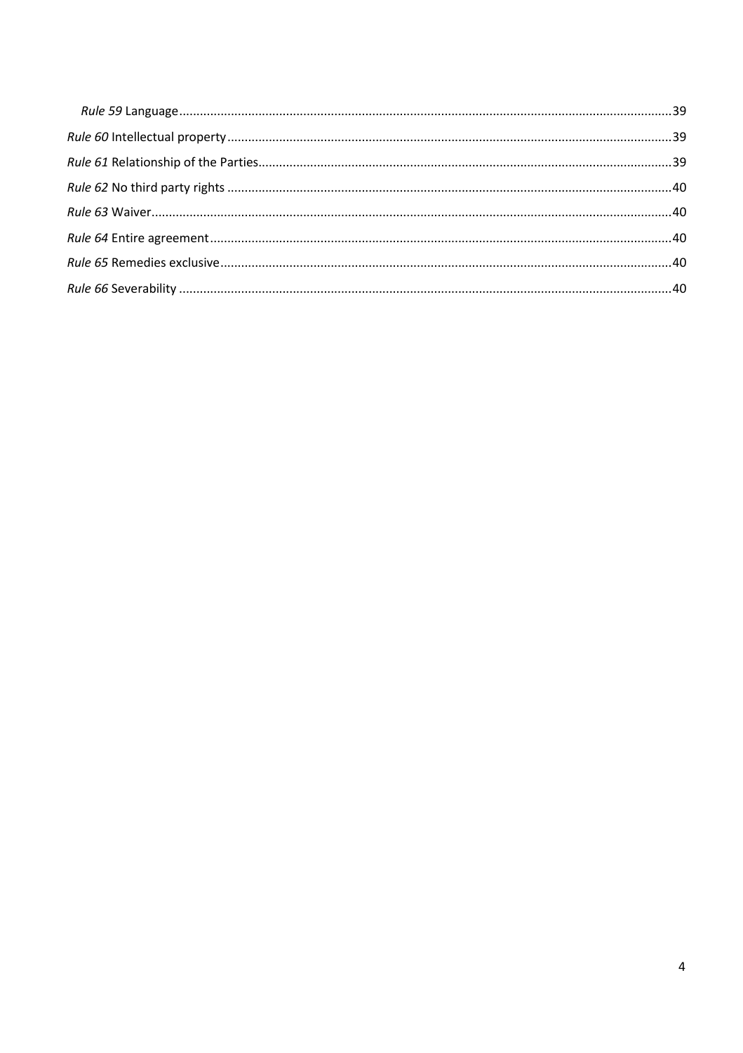*Rule 59* Language.....................................................................................................................................39

*Rule 60* Intellectual property.........................................................................................................................39

*Rule 61* Relationship of the Parties...............................................................................................................39

*Rule 62* No third party rights ........................................................................................................................40

*Rule 63* Waiver...............................................................................................................................................40

*Rule 64* Entire agreement.............................................................................................................................40

*Rule 65* Remedies exclusive..........................................................................................................................40

*Rule 66* Severability ......................................................................................................................................40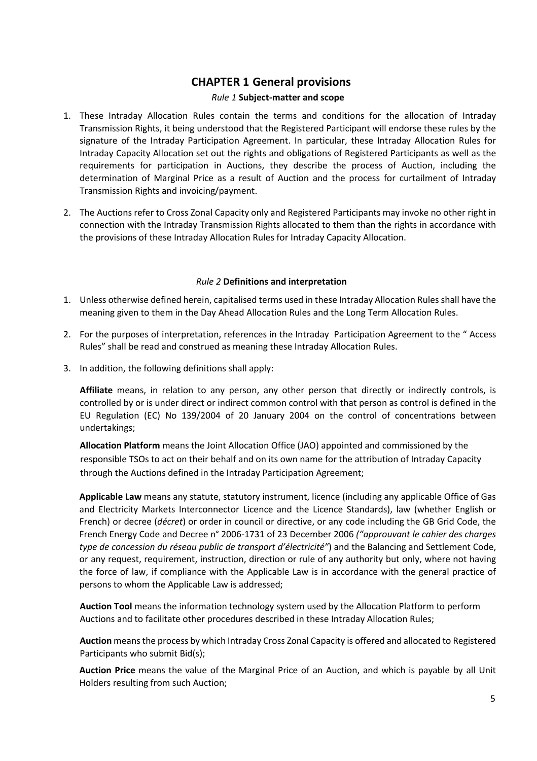# CHAPTER 1 General provisions

### *Rule 1* Subject-matter and scope

1. These Intraday Allocation Rules contain the terms and conditions for the allocation of Intraday Transmission Rights, it being understood that the Registered Participant will endorse these rules by the signature of the Intraday Participation Agreement. In particular, these Intraday Allocation Rules for Intraday Capacity Allocation set out the rights and obligations of Registered Participants as well as the requirements for participation in Auctions, they describe the process of Auction, including the determination of Marginal Price as a result of Auction and the process for curtailment of Intraday Transmission Rights and invoicing/payment.
2. The Auctions refer to Cross Zonal Capacity only and Registered Participants may invoke no other right in connection with the Intraday Transmission Rights allocated to them than the rights in accordance with the provisions of these Intraday Allocation Rules for Intraday Capacity Allocation.

### *Rule 2* Definitions and interpretation

1. Unless otherwise defined herein, capitalised terms used in these Intraday Allocation Rules shall have the meaning given to them in the Day Ahead Allocation Rules and the Long Term Allocation Rules.
2. For the purposes of interpretation, references in the Intraday Participation Agreement to the " Access Rules" shall be read and construed as meaning these Intraday Allocation Rules.
3. In addition, the following definitions shall apply:

**Affiliate** means, in relation to any person, any other person that directly or indirectly controls, is controlled by or is under direct or indirect common control with that person as control is defined in the EU Regulation (EC) No 139/2004 of 20 January 2004 on the control of concentrations between undertakings;

**Allocation Platform** means the Joint Allocation Office (JAO) appointed and commissioned by the responsible TSOs to act on their behalf and on its own name for the attribution of Intraday Capacity through the Auctions defined in the Intraday Participation Agreement;

**Applicable Law** means any statute, statutory instrument, licence (including any applicable Office of Gas and Electricity Markets Interconnector Licence and the Licence Standards), law (whether English or French) or decree (*décret*) or order in council or directive, or any code including the GB Grid Code, the French Energy Code and Decree n° 2006-1731 of 23 December 2006 *("approuvant le cahier des charges type de concession du réseau public de transport d'électricité"*) and the Balancing and Settlement Code, or any request, requirement, instruction, direction or rule of any authority but only, where not having the force of law, if compliance with the Applicable Law is in accordance with the general practice of persons to whom the Applicable Law is addressed;

**Auction Tool** means the information technology system used by the Allocation Platform to perform Auctions and to facilitate other procedures described in these Intraday Allocation Rules;

**Auction** means the process by which Intraday Cross Zonal Capacity is offered and allocated to Registered Participants who submit Bid(s);

**Auction Price** means the value of the Marginal Price of an Auction, and which is payable by all Unit Holders resulting from such Auction;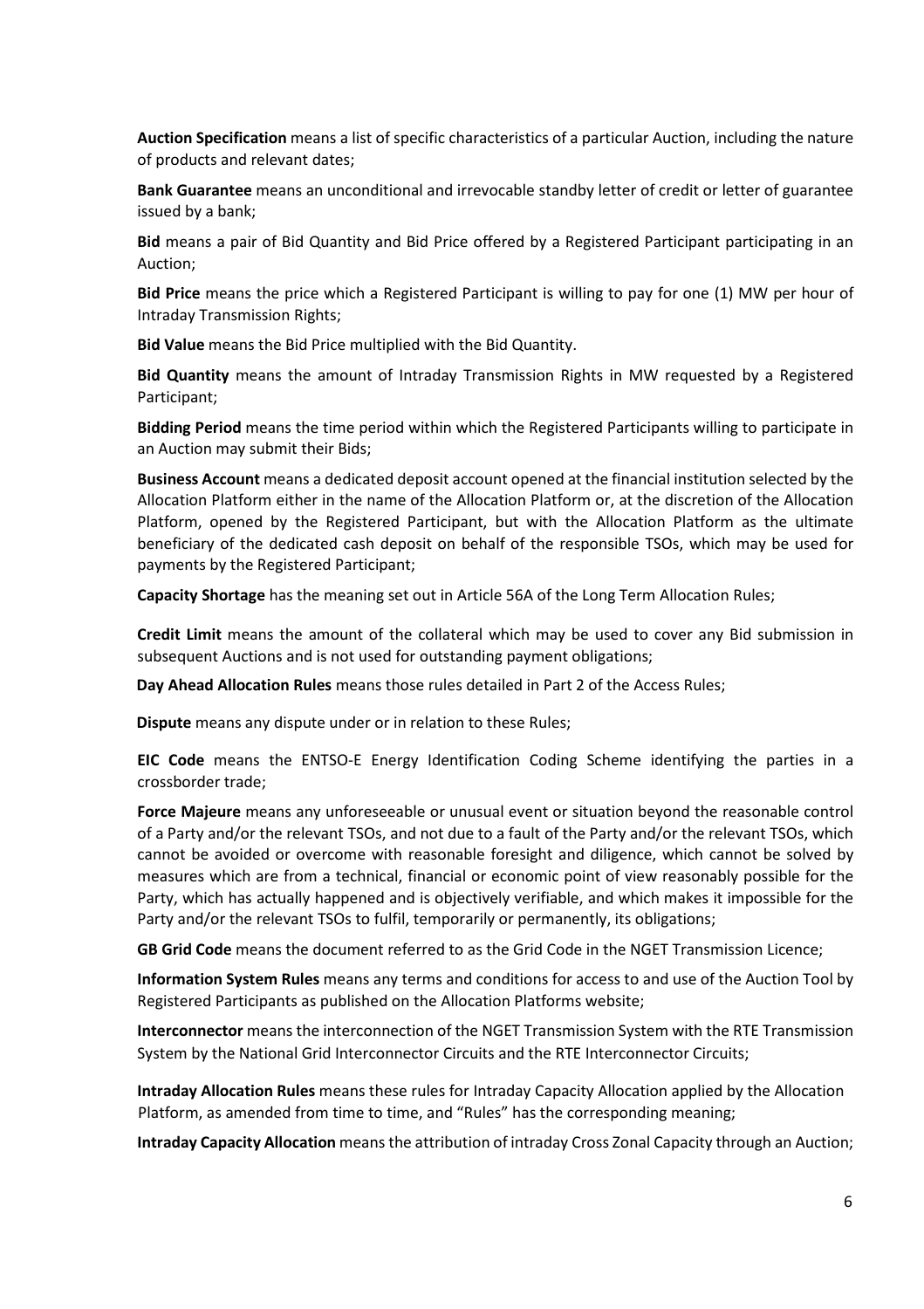**Auction Specification** means a list of specific characteristics of a particular Auction, including the nature of products and relevant dates;

**Bank Guarantee** means an unconditional and irrevocable standby letter of credit or letter of guarantee issued by a bank;

**Bid** means a pair of Bid Quantity and Bid Price offered by a Registered Participant participating in an Auction;

**Bid Price** means the price which a Registered Participant is willing to pay for one (1) MW per hour of Intraday Transmission Rights;

**Bid Value** means the Bid Price multiplied with the Bid Quantity.

**Bid Quantity** means the amount of Intraday Transmission Rights in MW requested by a Registered Participant;

**Bidding Period** means the time period within which the Registered Participants willing to participate in an Auction may submit their Bids;

**Business Account** means a dedicated deposit account opened at the financial institution selected by the Allocation Platform either in the name of the Allocation Platform or, at the discretion of the Allocation Platform, opened by the Registered Participant, but with the Allocation Platform as the ultimate beneficiary of the dedicated cash deposit on behalf of the responsible TSOs, which may be used for payments by the Registered Participant;

**Capacity Shortage** has the meaning set out in Article 56A of the Long Term Allocation Rules;

**Credit Limit** means the amount of the collateral which may be used to cover any Bid submission in subsequent Auctions and is not used for outstanding payment obligations;

**Day Ahead Allocation Rules** means those rules detailed in Part 2 of the Access Rules;

**Dispute** means any dispute under or in relation to these Rules;

**EIC Code** means the ENTSO-E Energy Identification Coding Scheme identifying the parties in a crossborder trade;

**Force Majeure** means any unforeseeable or unusual event or situation beyond the reasonable control of a Party and/or the relevant TSOs, and not due to a fault of the Party and/or the relevant TSOs, which cannot be avoided or overcome with reasonable foresight and diligence, which cannot be solved by measures which are from a technical, financial or economic point of view reasonably possible for the Party, which has actually happened and is objectively verifiable, and which makes it impossible for the Party and/or the relevant TSOs to fulfil, temporarily or permanently, its obligations;

**GB Grid Code** means the document referred to as the Grid Code in the NGET Transmission Licence;

**Information System Rules** means any terms and conditions for access to and use of the Auction Tool by Registered Participants as published on the Allocation Platforms website;

**Interconnector** means the interconnection of the NGET Transmission System with the RTE Transmission System by the National Grid Interconnector Circuits and the RTE Interconnector Circuits;

**Intraday Allocation Rules** means these rules for Intraday Capacity Allocation applied by the Allocation Platform, as amended from time to time, and "Rules" has the corresponding meaning;

**Intraday Capacity Allocation** means the attribution of intraday Cross Zonal Capacity through an Auction;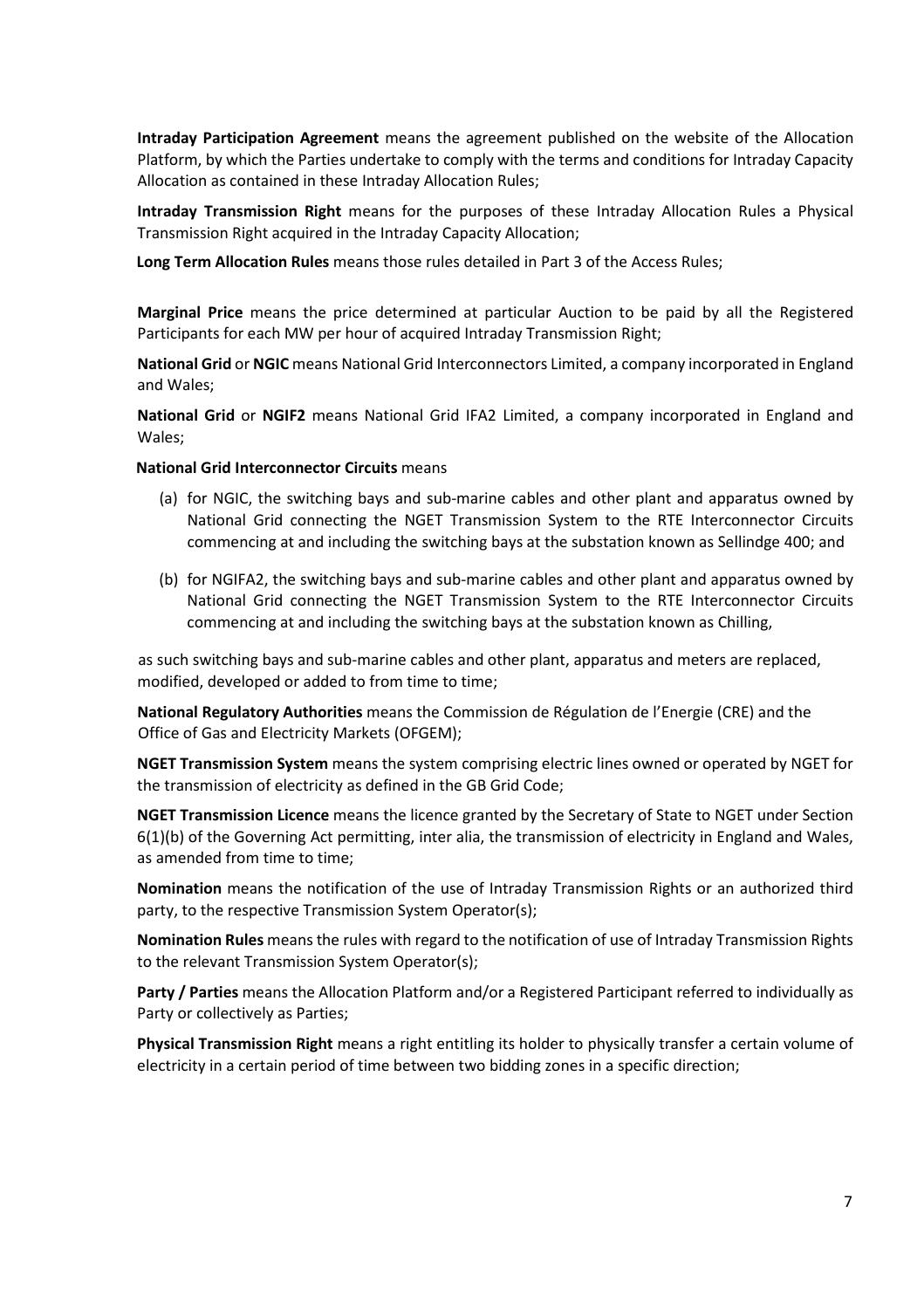**Intraday Participation Agreement** means the agreement published on the website of the Allocation Platform, by which the Parties undertake to comply with the terms and conditions for Intraday Capacity Allocation as contained in these Intraday Allocation Rules;

**Intraday Transmission Right** means for the purposes of these Intraday Allocation Rules a Physical Transmission Right acquired in the Intraday Capacity Allocation;

**Long Term Allocation Rules** means those rules detailed in Part 3 of the Access Rules;

**Marginal Price** means the price determined at particular Auction to be paid by all the Registered Participants for each MW per hour of acquired Intraday Transmission Right;

**National Grid** or **NGIC** means National Grid Interconnectors Limited, a company incorporated in England and Wales;

**National Grid** or **NGIF2** means National Grid IFA2 Limited, a company incorporated in England and Wales;

**National Grid Interconnector Circuits** means

(a) for NGIC, the switching bays and sub-marine cables and other plant and apparatus owned by National Grid connecting the NGET Transmission System to the RTE Interconnector Circuits commencing at and including the switching bays at the substation known as Sellindge 400; and

(b) for NGIFA2, the switching bays and sub-marine cables and other plant and apparatus owned by National Grid connecting the NGET Transmission System to the RTE Interconnector Circuits commencing at and including the switching bays at the substation known as Chilling,

as such switching bays and sub-marine cables and other plant, apparatus and meters are replaced, modified, developed or added to from time to time;

**National Regulatory Authorities** means the Commission de Régulation de l'Energie (CRE) and the Office of Gas and Electricity Markets (OFGEM);

**NGET Transmission System** means the system comprising electric lines owned or operated by NGET for the transmission of electricity as defined in the GB Grid Code;

**NGET Transmission Licence** means the licence granted by the Secretary of State to NGET under Section 6(1)(b) of the Governing Act permitting, inter alia, the transmission of electricity in England and Wales, as amended from time to time;

**Nomination** means the notification of the use of Intraday Transmission Rights or an authorized third party, to the respective Transmission System Operator(s);

**Nomination Rules** means the rules with regard to the notification of use of Intraday Transmission Rights to the relevant Transmission System Operator(s);

**Party / Parties** means the Allocation Platform and/or a Registered Participant referred to individually as Party or collectively as Parties;

**Physical Transmission Right** means a right entitling its holder to physically transfer a certain volume of electricity in a certain period of time between two bidding zones in a specific direction;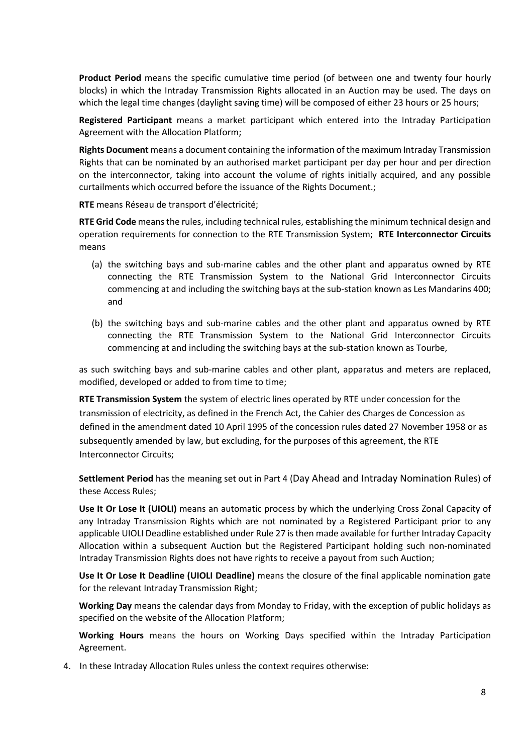**Product Period** means the specific cumulative time period (of between one and twenty four hourly blocks) in which the Intraday Transmission Rights allocated in an Auction may be used. The days on which the legal time changes (daylight saving time) will be composed of either 23 hours or 25 hours;

**Registered Participant** means a market participant which entered into the Intraday Participation Agreement with the Allocation Platform;

**Rights Document** means a document containing the information of the maximum Intraday Transmission Rights that can be nominated by an authorised market participant per day per hour and per direction on the interconnector, taking into account the volume of rights initially acquired, and any possible curtailments which occurred before the issuance of the Rights Document.;

**RTE** means Réseau de transport d'électricité;

**RTE Grid Code** means the rules, including technical rules, establishing the minimum technical design and operation requirements for connection to the RTE Transmission System; **RTE Interconnector Circuits** means

(a) the switching bays and sub-marine cables and the other plant and apparatus owned by RTE connecting the RTE Transmission System to the National Grid Interconnector Circuits commencing at and including the switching bays at the sub-station known as Les Mandarins 400; and

(b) the switching bays and sub-marine cables and the other plant and apparatus owned by RTE connecting the RTE Transmission System to the National Grid Interconnector Circuits commencing at and including the switching bays at the sub-station known as Tourbe,

as such switching bays and sub-marine cables and other plant, apparatus and meters are replaced, modified, developed or added to from time to time;

**RTE Transmission System** the system of electric lines operated by RTE under concession for the transmission of electricity, as defined in the French Act, the Cahier des Charges de Concession as defined in the amendment dated 10 April 1995 of the concession rules dated 27 November 1958 or as subsequently amended by law, but excluding, for the purposes of this agreement, the RTE Interconnector Circuits;

**Settlement Period** has the meaning set out in Part 4 (Day Ahead and Intraday Nomination Rules) of these Access Rules;

**Use It Or Lose It (UIOLI)** means an automatic process by which the underlying Cross Zonal Capacity of any Intraday Transmission Rights which are not nominated by a Registered Participant prior to any applicable UIOLI Deadline established under Rule 27 is then made available for further Intraday Capacity Allocation within a subsequent Auction but the Registered Participant holding such non-nominated Intraday Transmission Rights does not have rights to receive a payout from such Auction;

**Use It Or Lose It Deadline (UIOLI Deadline)** means the closure of the final applicable nomination gate for the relevant Intraday Transmission Right;

**Working Day** means the calendar days from Monday to Friday, with the exception of public holidays as specified on the website of the Allocation Platform;

**Working Hours** means the hours on Working Days specified within the Intraday Participation Agreement.

4. In these Intraday Allocation Rules unless the context requires otherwise: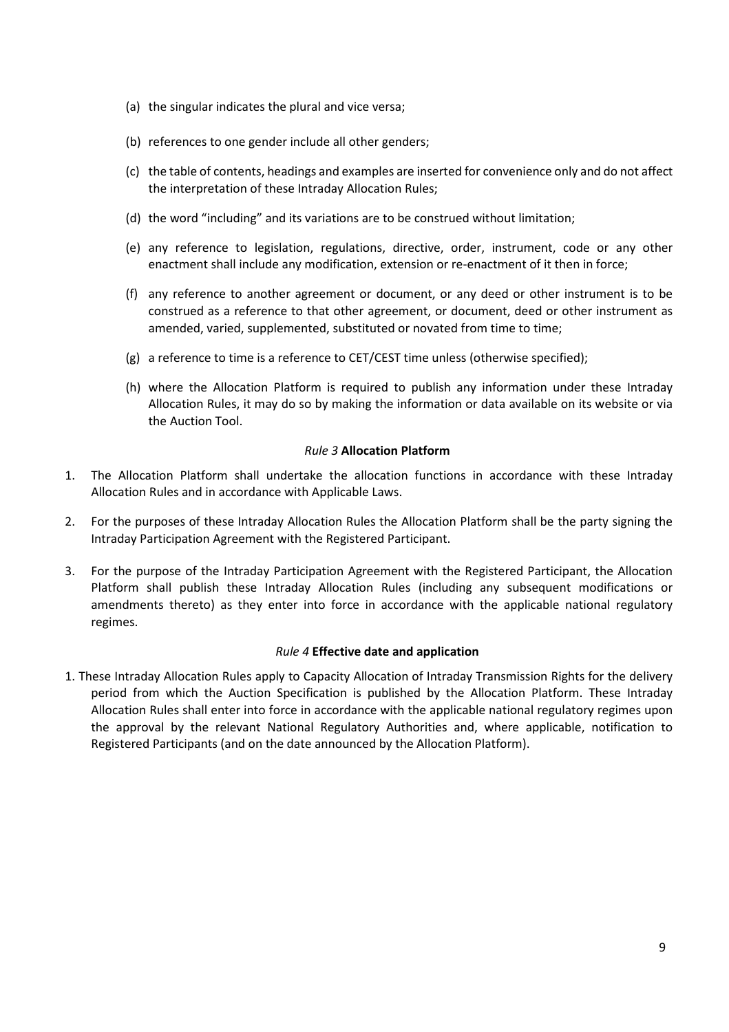(a) the singular indicates the plural and vice versa;

(b) references to one gender include all other genders;

(c) the table of contents, headings and examples are inserted for convenience only and do not affect the interpretation of these Intraday Allocation Rules;

(d) the word "including" and its variations are to be construed without limitation;

(e) any reference to legislation, regulations, directive, order, instrument, code or any other enactment shall include any modification, extension or re-enactment of it then in force;

(f) any reference to another agreement or document, or any deed or other instrument is to be construed as a reference to that other agreement, or document, deed or other instrument as amended, varied, supplemented, substituted or novated from time to time;

(g) a reference to time is a reference to CET/CEST time unless (otherwise specified);

(h) where the Allocation Platform is required to publish any information under these Intraday Allocation Rules, it may do so by making the information or data available on its website or via the Auction Tool.

### *Rule 3* **Allocation Platform**

1. The Allocation Platform shall undertake the allocation functions in accordance with these Intraday Allocation Rules and in accordance with Applicable Laws.

2. For the purposes of these Intraday Allocation Rules the Allocation Platform shall be the party signing the Intraday Participation Agreement with the Registered Participant.

3. For the purpose of the Intraday Participation Agreement with the Registered Participant, the Allocation Platform shall publish these Intraday Allocation Rules (including any subsequent modifications or amendments thereto) as they enter into force in accordance with the applicable national regulatory regimes.

### *Rule 4* **Effective date and application**

1. These Intraday Allocation Rules apply to Capacity Allocation of Intraday Transmission Rights for the delivery period from which the Auction Specification is published by the Allocation Platform. These Intraday Allocation Rules shall enter into force in accordance with the applicable national regulatory regimes upon the approval by the relevant National Regulatory Authorities and, where applicable, notification to Registered Participants (and on the date announced by the Allocation Platform).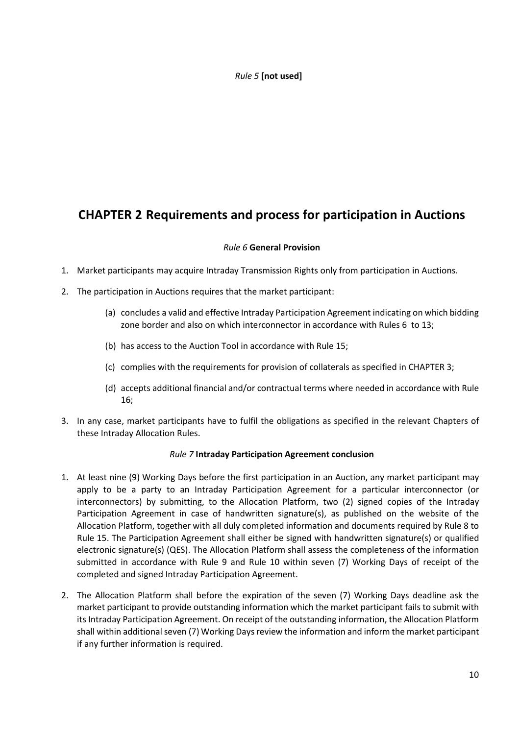*Rule 5* **[not used]**

# CHAPTER 2 Requirements and process for participation in Auctions

*Rule 6* **General Provision**

1. Market participants may acquire Intraday Transmission Rights only from participation in Auctions.
2. The participation in Auctions requires that the market participant:
   - (a) concludes a valid and effective Intraday Participation Agreement indicating on which bidding zone border and also on which interconnector in accordance with Rules 6 to 13;
   - (b) has access to the Auction Tool in accordance with Rule 15;
   - (c) complies with the requirements for provision of collaterals as specified in CHAPTER 3;
   - (d) accepts additional financial and/or contractual terms where needed in accordance with Rule 16;
3. In any case, market participants have to fulfil the obligations as specified in the relevant Chapters of these Intraday Allocation Rules.

*Rule 7* **Intraday Participation Agreement conclusion**

1. At least nine (9) Working Days before the first participation in an Auction, any market participant may apply to be a party to an Intraday Participation Agreement for a particular interconnector (or interconnectors) by submitting, to the Allocation Platform, two (2) signed copies of the Intraday Participation Agreement in case of handwritten signature(s), as published on the website of the Allocation Platform, together with all duly completed information and documents required by Rule 8 to Rule 15. The Participation Agreement shall either be signed with handwritten signature(s) or qualified electronic signature(s) (QES). The Allocation Platform shall assess the completeness of the information submitted in accordance with Rule 9 and Rule 10 within seven (7) Working Days of receipt of the completed and signed Intraday Participation Agreement.
2. The Allocation Platform shall before the expiration of the seven (7) Working Days deadline ask the market participant to provide outstanding information which the market participant fails to submit with its Intraday Participation Agreement. On receipt of the outstanding information, the Allocation Platform shall within additional seven (7) Working Days review the information and inform the market participant if any further information is required.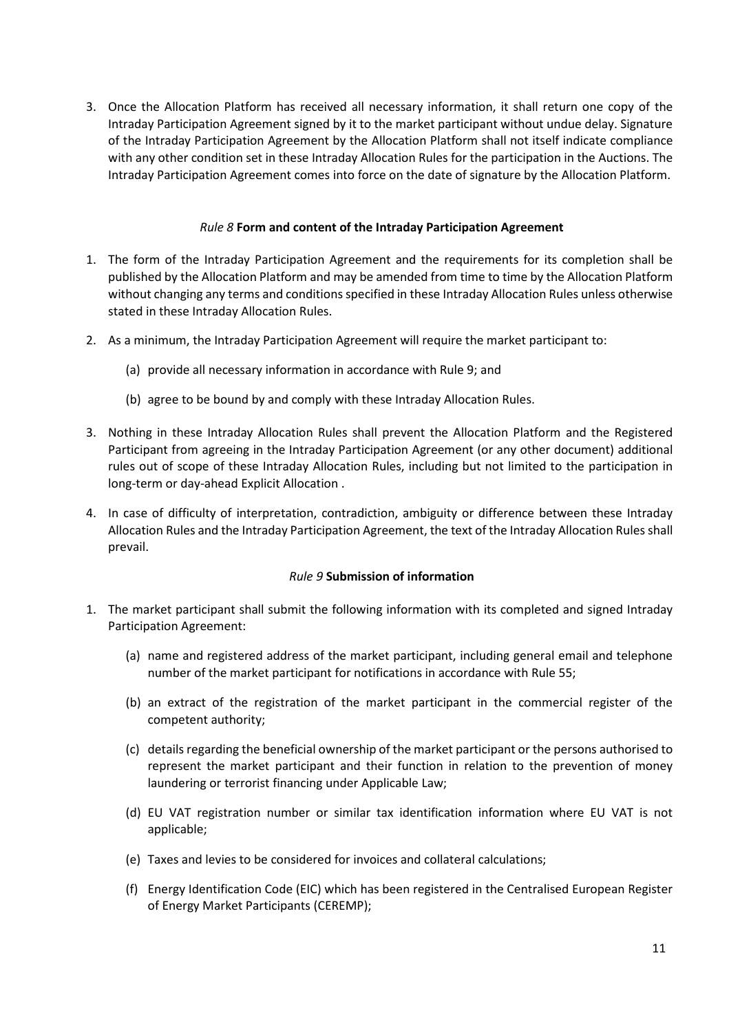3. Once the Allocation Platform has received all necessary information, it shall return one copy of the Intraday Participation Agreement signed by it to the market participant without undue delay. Signature of the Intraday Participation Agreement by the Allocation Platform shall not itself indicate compliance with any other condition set in these Intraday Allocation Rules for the participation in the Auctions. The Intraday Participation Agreement comes into force on the date of signature by the Allocation Platform.

### *Rule 8* **Form and content of the Intraday Participation Agreement**

1. The form of the Intraday Participation Agreement and the requirements for its completion shall be published by the Allocation Platform and may be amended from time to time by the Allocation Platform without changing any terms and conditions specified in these Intraday Allocation Rules unless otherwise stated in these Intraday Allocation Rules.

2. As a minimum, the Intraday Participation Agreement will require the market participant to:

   (a) provide all necessary information in accordance with Rule 9; and

   (b) agree to be bound by and comply with these Intraday Allocation Rules.

3. Nothing in these Intraday Allocation Rules shall prevent the Allocation Platform and the Registered Participant from agreeing in the Intraday Participation Agreement (or any other document) additional rules out of scope of these Intraday Allocation Rules, including but not limited to the participation in long-term or day-ahead Explicit Allocation .

4. In case of difficulty of interpretation, contradiction, ambiguity or difference between these Intraday Allocation Rules and the Intraday Participation Agreement, the text of the Intraday Allocation Rules shall prevail.

### *Rule 9* **Submission of information**

1. The market participant shall submit the following information with its completed and signed Intraday Participation Agreement:

   (a) name and registered address of the market participant, including general email and telephone number of the market participant for notifications in accordance with Rule 55;

   (b) an extract of the registration of the market participant in the commercial register of the competent authority;

   (c) details regarding the beneficial ownership of the market participant or the persons authorised to represent the market participant and their function in relation to the prevention of money laundering or terrorist financing under Applicable Law;

   (d) EU VAT registration number or similar tax identification information where EU VAT is not applicable;

   (e) Taxes and levies to be considered for invoices and collateral calculations;

   (f) Energy Identification Code (EIC) which has been registered in the Centralised European Register of Energy Market Participants (CEREMP);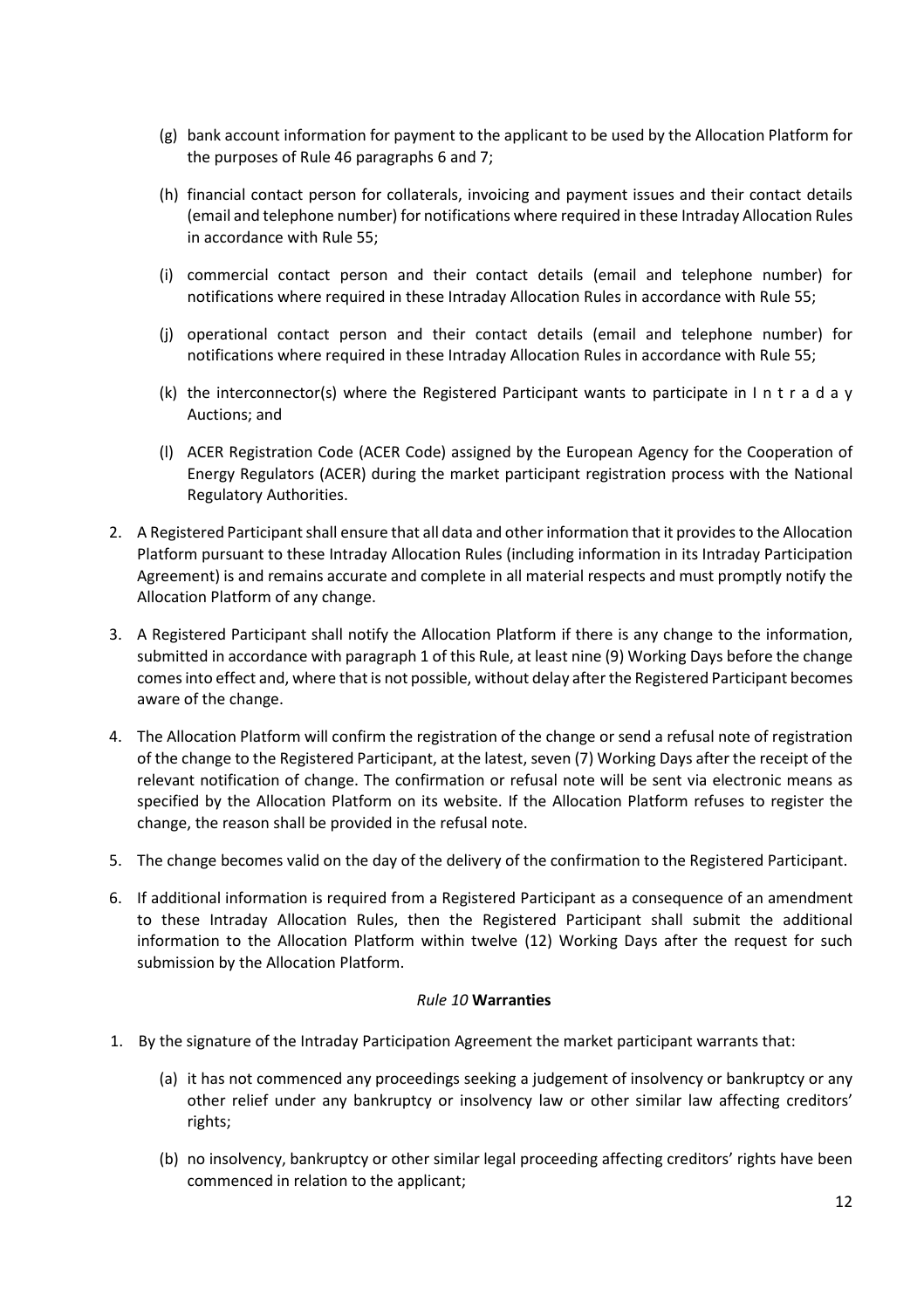(g) bank account information for payment to the applicant to be used by the Allocation Platform for the purposes of Rule 46 paragraphs 6 and 7;

(h) financial contact person for collaterals, invoicing and payment issues and their contact details (email and telephone number) for notifications where required in these Intraday Allocation Rules in accordance with Rule 55;

(i) commercial contact person and their contact details (email and telephone number) for notifications where required in these Intraday Allocation Rules in accordance with Rule 55;

(j) operational contact person and their contact details (email and telephone number) for notifications where required in these Intraday Allocation Rules in accordance with Rule 55;

(k) the interconnector(s) where the Registered Participant wants to participate in Intraday Auctions; and

(l) ACER Registration Code (ACER Code) assigned by the European Agency for the Cooperation of Energy Regulators (ACER) during the market participant registration process with the National Regulatory Authorities.

2. A Registered Participant shall ensure that all data and other information that it provides to the Allocation Platform pursuant to these Intraday Allocation Rules (including information in its Intraday Participation Agreement) is and remains accurate and complete in all material respects and must promptly notify the Allocation Platform of any change.

3. A Registered Participant shall notify the Allocation Platform if there is any change to the information, submitted in accordance with paragraph 1 of this Rule, at least nine (9) Working Days before the change comes into effect and, where that is not possible, without delay after the Registered Participant becomes aware of the change.

4. The Allocation Platform will confirm the registration of the change or send a refusal note of registration of the change to the Registered Participant, at the latest, seven (7) Working Days after the receipt of the relevant notification of change. The confirmation or refusal note will be sent via electronic means as specified by the Allocation Platform on its website. If the Allocation Platform refuses to register the change, the reason shall be provided in the refusal note.

5. The change becomes valid on the day of the delivery of the confirmation to the Registered Participant.

6. If additional information is required from a Registered Participant as a consequence of an amendment to these Intraday Allocation Rules, then the Registered Participant shall submit the additional information to the Allocation Platform within twelve (12) Working Days after the request for such submission by the Allocation Platform.

### *Rule 10* **Warranties**

1. By the signature of the Intraday Participation Agreement the market participant warrants that:

   (a) it has not commenced any proceedings seeking a judgement of insolvency or bankruptcy or any other relief under any bankruptcy or insolvency law or other similar law affecting creditors' rights;

   (b) no insolvency, bankruptcy or other similar legal proceeding affecting creditors' rights have been commenced in relation to the applicant;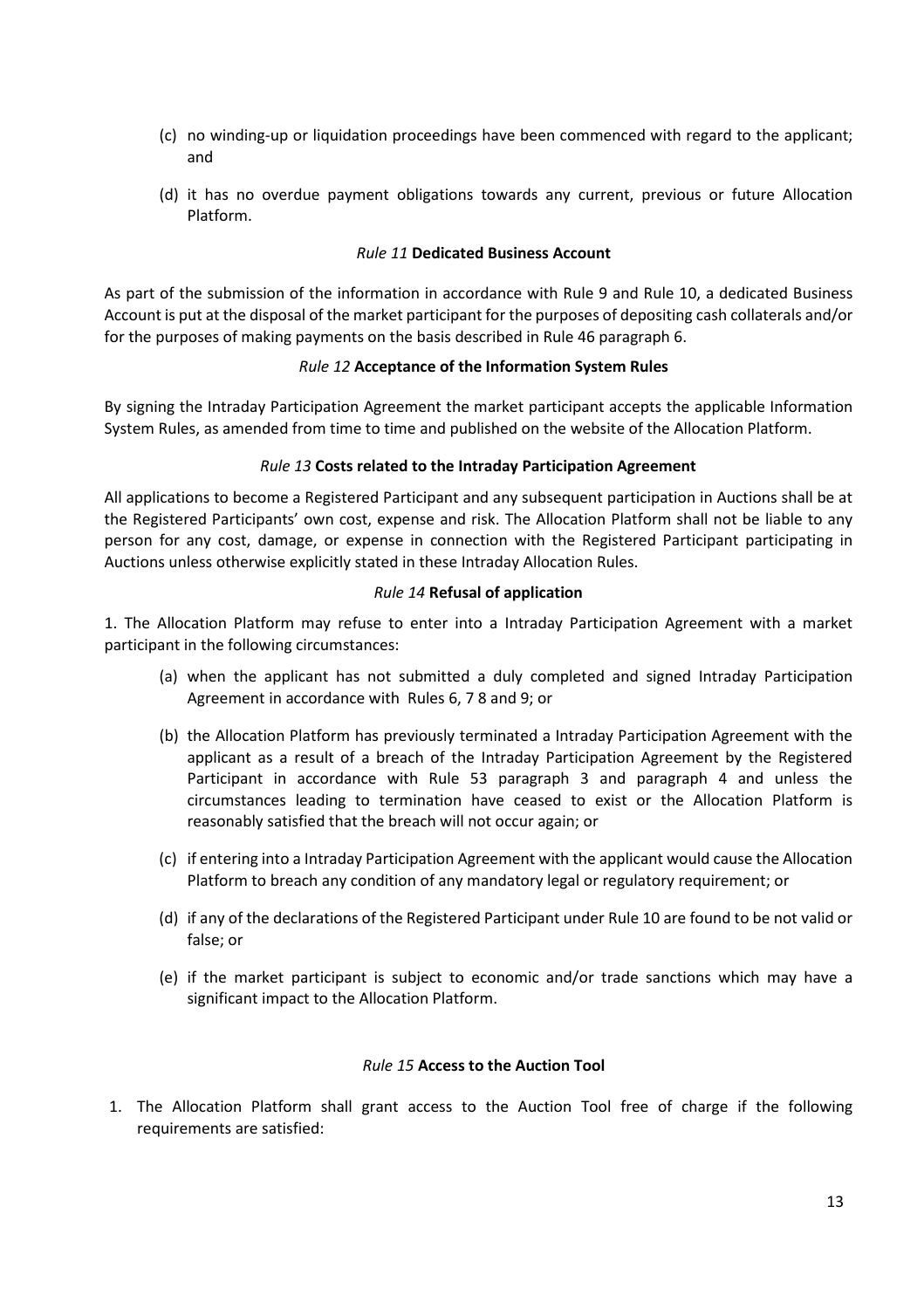(c) no winding-up or liquidation proceedings have been commenced with regard to the applicant; and

(d) it has no overdue payment obligations towards any current, previous or future Allocation Platform.

### *Rule 11* **Dedicated Business Account**

As part of the submission of the information in accordance with Rule 9 and Rule 10, a dedicated Business Account is put at the disposal of the market participant for the purposes of depositing cash collaterals and/or for the purposes of making payments on the basis described in Rule 46 paragraph 6.

### *Rule 12* **Acceptance of the Information System Rules**

By signing the Intraday Participation Agreement the market participant accepts the applicable Information System Rules, as amended from time to time and published on the website of the Allocation Platform.

### *Rule 13* **Costs related to the Intraday Participation Agreement**

All applications to become a Registered Participant and any subsequent participation in Auctions shall be at the Registered Participants' own cost, expense and risk. The Allocation Platform shall not be liable to any person for any cost, damage, or expense in connection with the Registered Participant participating in Auctions unless otherwise explicitly stated in these Intraday Allocation Rules.

### *Rule 14* **Refusal of application**

1. The Allocation Platform may refuse to enter into a Intraday Participation Agreement with a market participant in the following circumstances:

   (a) when the applicant has not submitted a duly completed and signed Intraday Participation Agreement in accordance with Rules 6, 7 8 and 9; or

   (b) the Allocation Platform has previously terminated a Intraday Participation Agreement with the applicant as a result of a breach of the Intraday Participation Agreement by the Registered Participant in accordance with Rule 53 paragraph 3 and paragraph 4 and unless the circumstances leading to termination have ceased to exist or the Allocation Platform is reasonably satisfied that the breach will not occur again; or

   (c) if entering into a Intraday Participation Agreement with the applicant would cause the Allocation Platform to breach any condition of any mandatory legal or regulatory requirement; or

   (d) if any of the declarations of the Registered Participant under Rule 10 are found to be not valid or false; or

   (e) if the market participant is subject to economic and/or trade sanctions which may have a significant impact to the Allocation Platform.

### *Rule 15* **Access to the Auction Tool**

1. The Allocation Platform shall grant access to the Auction Tool free of charge if the following requirements are satisfied: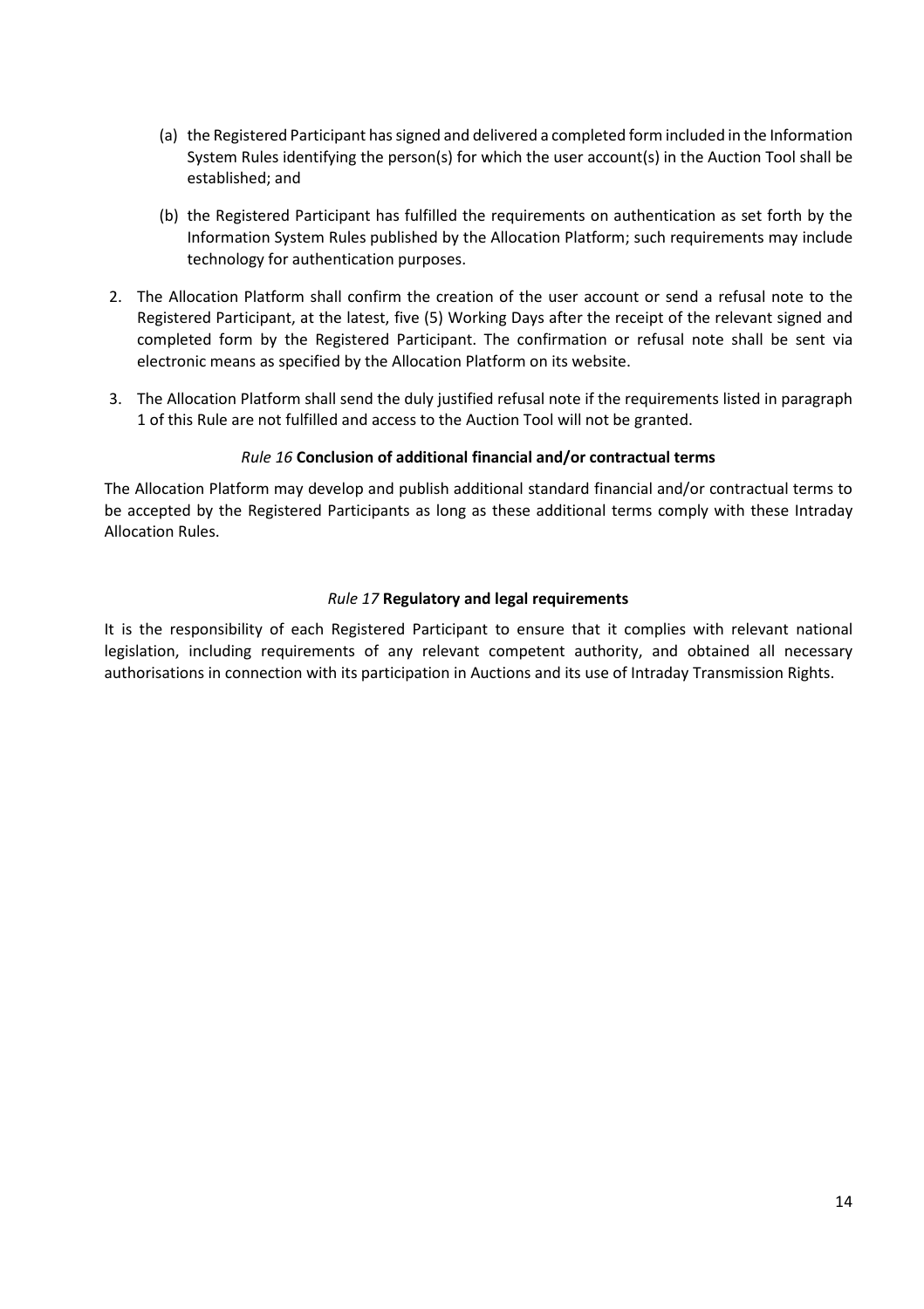(a) the Registered Participant has signed and delivered a completed form included in the Information System Rules identifying the person(s) for which the user account(s) in the Auction Tool shall be established; and

(b) the Registered Participant has fulfilled the requirements on authentication as set forth by the Information System Rules published by the Allocation Platform; such requirements may include technology for authentication purposes.

2. The Allocation Platform shall confirm the creation of the user account or send a refusal note to the Registered Participant, at the latest, five (5) Working Days after the receipt of the relevant signed and completed form by the Registered Participant. The confirmation or refusal note shall be sent via electronic means as specified by the Allocation Platform on its website.

3. The Allocation Platform shall send the duly justified refusal note if the requirements listed in paragraph 1 of this Rule are not fulfilled and access to the Auction Tool will not be granted.

### *Rule 16* **Conclusion of additional financial and/or contractual terms**

The Allocation Platform may develop and publish additional standard financial and/or contractual terms to be accepted by the Registered Participants as long as these additional terms comply with these Intraday Allocation Rules.

### *Rule 17* **Regulatory and legal requirements**

It is the responsibility of each Registered Participant to ensure that it complies with relevant national legislation, including requirements of any relevant competent authority, and obtained all necessary authorisations in connection with its participation in Auctions and its use of Intraday Transmission Rights.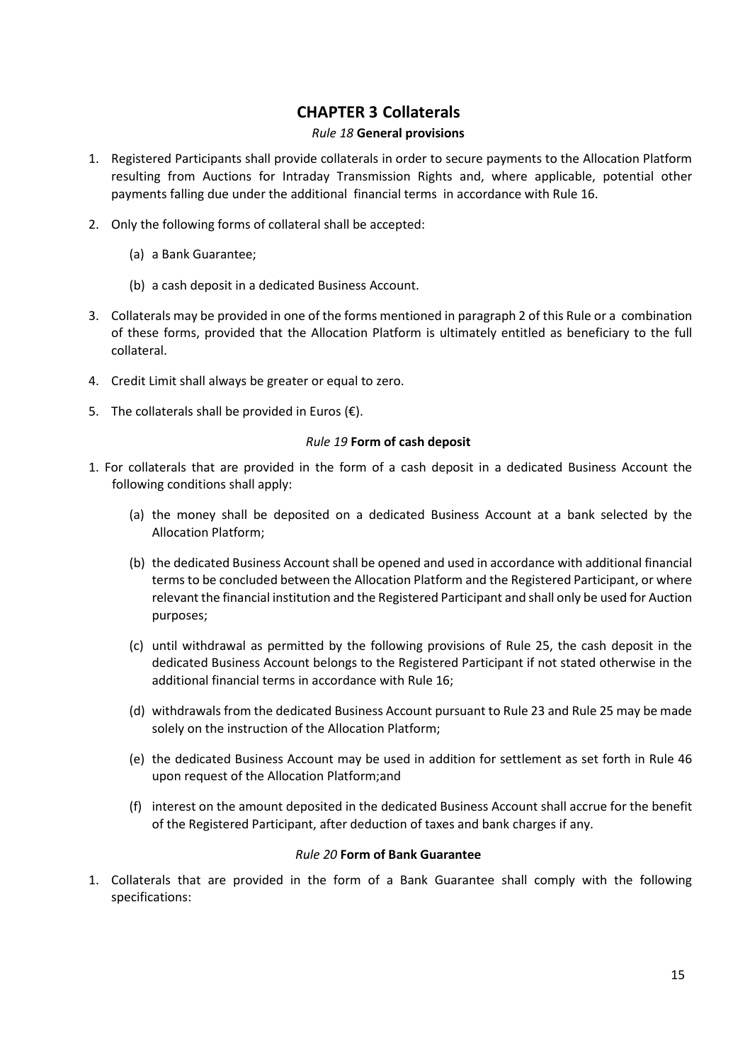# CHAPTER 3 Collaterals

### *Rule 18* General provisions

1. Registered Participants shall provide collaterals in order to secure payments to the Allocation Platform resulting from Auctions for Intraday Transmission Rights and, where applicable, potential other payments falling due under the additional financial terms in accordance with Rule 16.

2. Only the following forms of collateral shall be accepted:

   (a) a Bank Guarantee;

   (b) a cash deposit in a dedicated Business Account.

3. Collaterals may be provided in one of the forms mentioned in paragraph 2 of this Rule or a combination of these forms, provided that the Allocation Platform is ultimately entitled as beneficiary to the full collateral.

4. Credit Limit shall always be greater or equal to zero.

5. The collaterals shall be provided in Euros (€).

### *Rule 19* Form of cash deposit

1. For collaterals that are provided in the form of a cash deposit in a dedicated Business Account the following conditions shall apply:

   (a) the money shall be deposited on a dedicated Business Account at a bank selected by the Allocation Platform;

   (b) the dedicated Business Account shall be opened and used in accordance with additional financial terms to be concluded between the Allocation Platform and the Registered Participant, or where relevant the financial institution and the Registered Participant and shall only be used for Auction purposes;

   (c) until withdrawal as permitted by the following provisions of Rule 25, the cash deposit in the dedicated Business Account belongs to the Registered Participant if not stated otherwise in the additional financial terms in accordance with Rule 16;

   (d) withdrawals from the dedicated Business Account pursuant to Rule 23 and Rule 25 may be made solely on the instruction of the Allocation Platform;

   (e) the dedicated Business Account may be used in addition for settlement as set forth in Rule 46 upon request of the Allocation Platform;and

   (f) interest on the amount deposited in the dedicated Business Account shall accrue for the benefit of the Registered Participant, after deduction of taxes and bank charges if any.

### *Rule 20* Form of Bank Guarantee

1. Collaterals that are provided in the form of a Bank Guarantee shall comply with the following specifications: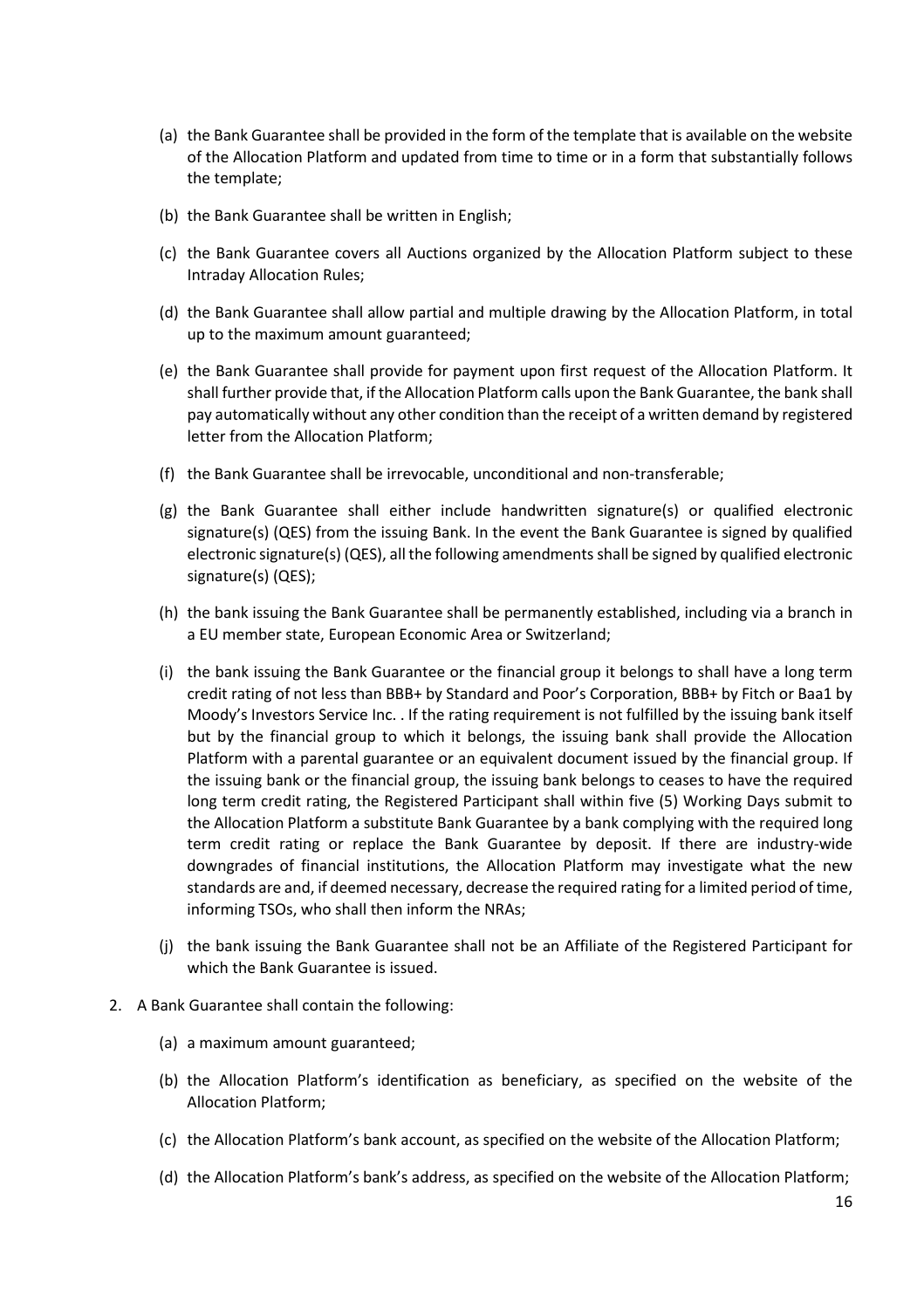(a) the Bank Guarantee shall be provided in the form of the template that is available on the website of the Allocation Platform and updated from time to time or in a form that substantially follows the template;

(b) the Bank Guarantee shall be written in English;

(c) the Bank Guarantee covers all Auctions organized by the Allocation Platform subject to these Intraday Allocation Rules;

(d) the Bank Guarantee shall allow partial and multiple drawing by the Allocation Platform, in total up to the maximum amount guaranteed;

(e) the Bank Guarantee shall provide for payment upon first request of the Allocation Platform. It shall further provide that, if the Allocation Platform calls upon the Bank Guarantee, the bank shall pay automatically without any other condition than the receipt of a written demand by registered letter from the Allocation Platform;

(f) the Bank Guarantee shall be irrevocable, unconditional and non-transferable;

(g) the Bank Guarantee shall either include handwritten signature(s) or qualified electronic signature(s) (QES) from the issuing Bank. In the event the Bank Guarantee is signed by qualified electronic signature(s) (QES), all the following amendments shall be signed by qualified electronic signature(s) (QES);

(h) the bank issuing the Bank Guarantee shall be permanently established, including via a branch in a EU member state, European Economic Area or Switzerland;

(i) the bank issuing the Bank Guarantee or the financial group it belongs to shall have a long term credit rating of not less than BBB+ by Standard and Poor's Corporation, BBB+ by Fitch or Baa1 by Moody's Investors Service Inc. . If the rating requirement is not fulfilled by the issuing bank itself but by the financial group to which it belongs, the issuing bank shall provide the Allocation Platform with a parental guarantee or an equivalent document issued by the financial group. If the issuing bank or the financial group, the issuing bank belongs to ceases to have the required long term credit rating, the Registered Participant shall within five (5) Working Days submit to the Allocation Platform a substitute Bank Guarantee by a bank complying with the required long term credit rating or replace the Bank Guarantee by deposit. If there are industry-wide downgrades of financial institutions, the Allocation Platform may investigate what the new standards are and, if deemed necessary, decrease the required rating for a limited period of time, informing TSOs, who shall then inform the NRAs;

(j) the bank issuing the Bank Guarantee shall not be an Affiliate of the Registered Participant for which the Bank Guarantee is issued.

2. A Bank Guarantee shall contain the following:

   (a) a maximum amount guaranteed;

   (b) the Allocation Platform's identification as beneficiary, as specified on the website of the Allocation Platform;

   (c) the Allocation Platform's bank account, as specified on the website of the Allocation Platform;

   (d) the Allocation Platform's bank's address, as specified on the website of the Allocation Platform;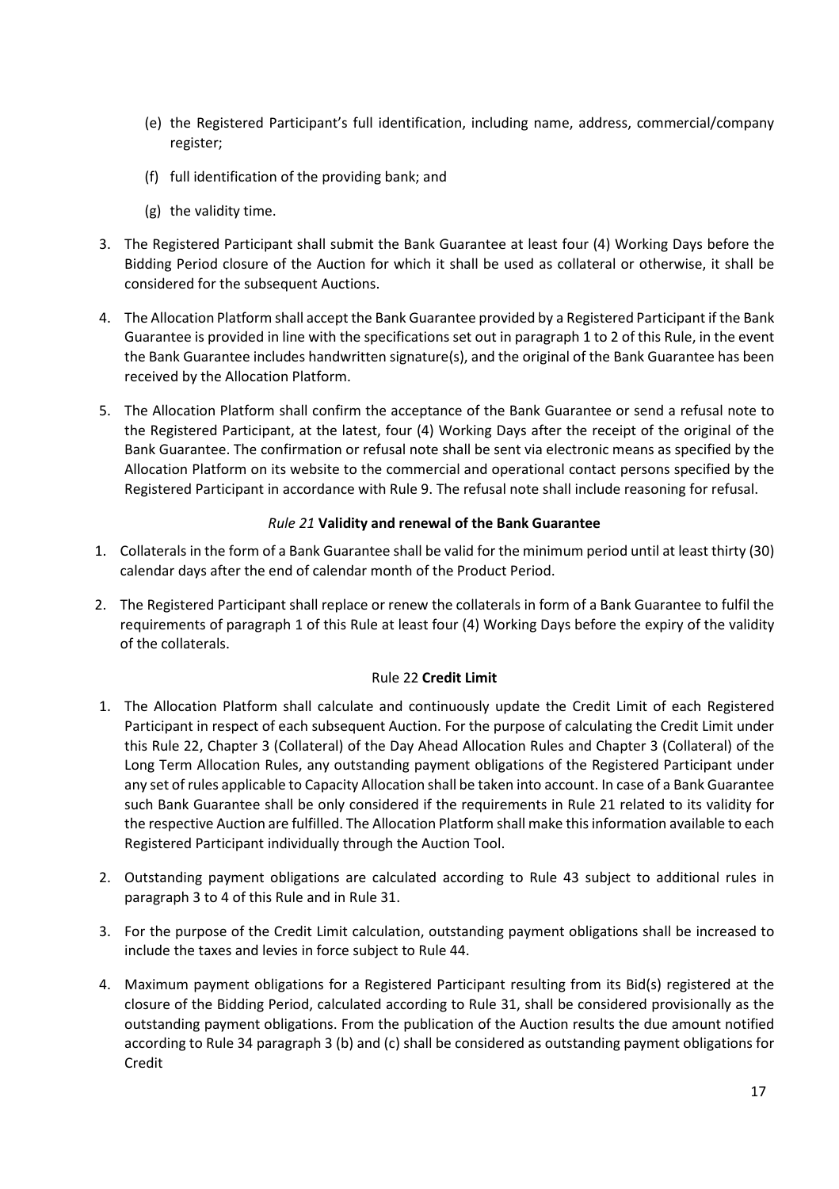(e) the Registered Participant's full identification, including name, address, commercial/company register;

(f) full identification of the providing bank; and

(g) the validity time.

3. The Registered Participant shall submit the Bank Guarantee at least four (4) Working Days before the Bidding Period closure of the Auction for which it shall be used as collateral or otherwise, it shall be considered for the subsequent Auctions.

4. The Allocation Platform shall accept the Bank Guarantee provided by a Registered Participant if the Bank Guarantee is provided in line with the specifications set out in paragraph 1 to 2 of this Rule, in the event the Bank Guarantee includes handwritten signature(s), and the original of the Bank Guarantee has been received by the Allocation Platform.

5. The Allocation Platform shall confirm the acceptance of the Bank Guarantee or send a refusal note to the Registered Participant, at the latest, four (4) Working Days after the receipt of the original of the Bank Guarantee. The confirmation or refusal note shall be sent via electronic means as specified by the Allocation Platform on its website to the commercial and operational contact persons specified by the Registered Participant in accordance with Rule 9. The refusal note shall include reasoning for refusal.

### *Rule 21* **Validity and renewal of the Bank Guarantee**

1. Collaterals in the form of a Bank Guarantee shall be valid for the minimum period until at least thirty (30) calendar days after the end of calendar month of the Product Period.

2. The Registered Participant shall replace or renew the collaterals in form of a Bank Guarantee to fulfil the requirements of paragraph 1 of this Rule at least four (4) Working Days before the expiry of the validity of the collaterals.

### Rule 22 **Credit Limit**

1. The Allocation Platform shall calculate and continuously update the Credit Limit of each Registered Participant in respect of each subsequent Auction. For the purpose of calculating the Credit Limit under this Rule 22, Chapter 3 (Collateral) of the Day Ahead Allocation Rules and Chapter 3 (Collateral) of the Long Term Allocation Rules, any outstanding payment obligations of the Registered Participant under any set of rules applicable to Capacity Allocation shall be taken into account. In case of a Bank Guarantee such Bank Guarantee shall be only considered if the requirements in Rule 21 related to its validity for the respective Auction are fulfilled. The Allocation Platform shall make this information available to each Registered Participant individually through the Auction Tool.

2. Outstanding payment obligations are calculated according to Rule 43 subject to additional rules in paragraph 3 to 4 of this Rule and in Rule 31.

3. For the purpose of the Credit Limit calculation, outstanding payment obligations shall be increased to include the taxes and levies in force subject to Rule 44.

4. Maximum payment obligations for a Registered Participant resulting from its Bid(s) registered at the closure of the Bidding Period, calculated according to Rule 31, shall be considered provisionally as the outstanding payment obligations. From the publication of the Auction results the due amount notified according to Rule 34 paragraph 3 (b) and (c) shall be considered as outstanding payment obligations for Credit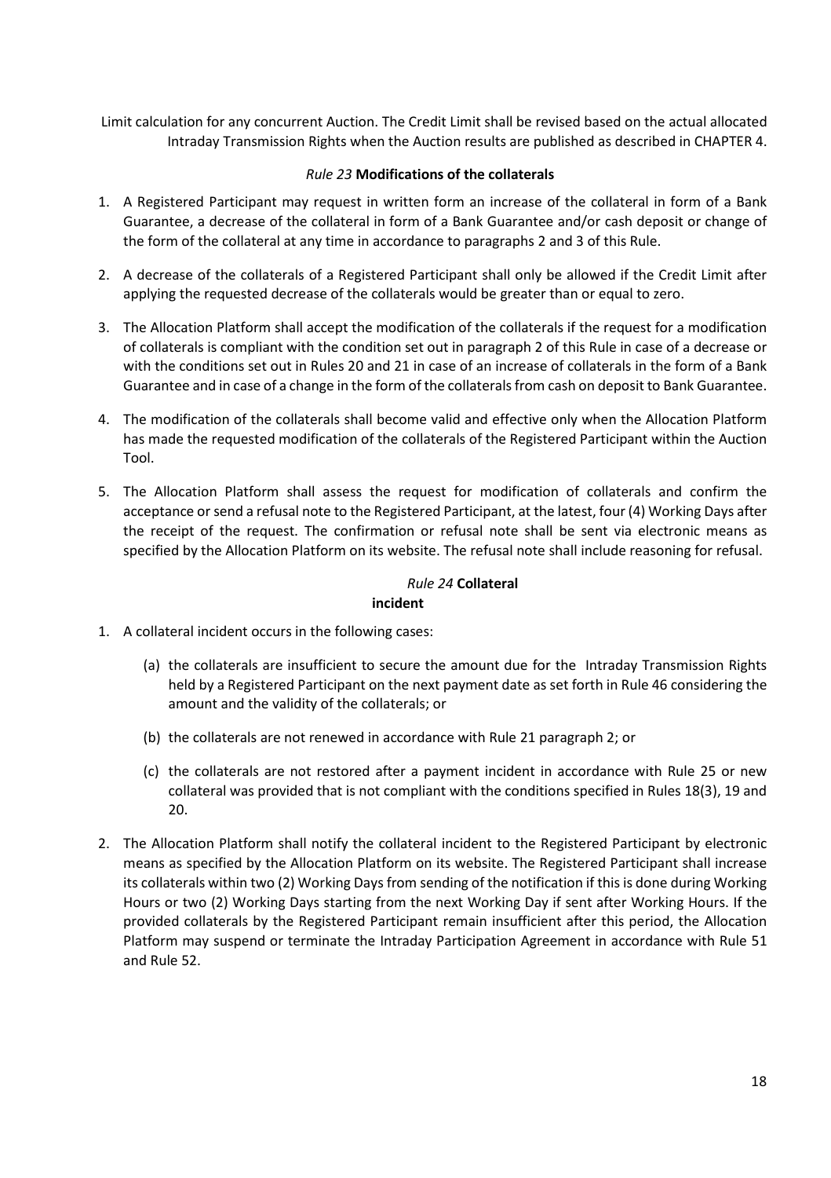Limit calculation for any concurrent Auction. The Credit Limit shall be revised based on the actual allocated Intraday Transmission Rights when the Auction results are published as described in CHAPTER 4.

### *Rule 23* **Modifications of the collaterals**

1. A Registered Participant may request in written form an increase of the collateral in form of a Bank Guarantee, a decrease of the collateral in form of a Bank Guarantee and/or cash deposit or change of the form of the collateral at any time in accordance to paragraphs 2 and 3 of this Rule.

2. A decrease of the collaterals of a Registered Participant shall only be allowed if the Credit Limit after applying the requested decrease of the collaterals would be greater than or equal to zero.

3. The Allocation Platform shall accept the modification of the collaterals if the request for a modification of collaterals is compliant with the condition set out in paragraph 2 of this Rule in case of a decrease or with the conditions set out in Rules 20 and 21 in case of an increase of collaterals in the form of a Bank Guarantee and in case of a change in the form of the collaterals from cash on deposit to Bank Guarantee.

4. The modification of the collaterals shall become valid and effective only when the Allocation Platform has made the requested modification of the collaterals of the Registered Participant within the Auction Tool.

5. The Allocation Platform shall assess the request for modification of collaterals and confirm the acceptance or send a refusal note to the Registered Participant, at the latest, four (4) Working Days after the receipt of the request. The confirmation or refusal note shall be sent via electronic means as specified by the Allocation Platform on its website. The refusal note shall include reasoning for refusal.

### *Rule 24* **Collateral incident**

1. A collateral incident occurs in the following cases:

   (a) the collaterals are insufficient to secure the amount due for the Intraday Transmission Rights held by a Registered Participant on the next payment date as set forth in Rule 46 considering the amount and the validity of the collaterals; or

   (b) the collaterals are not renewed in accordance with Rule 21 paragraph 2; or

   (c) the collaterals are not restored after a payment incident in accordance with Rule 25 or new collateral was provided that is not compliant with the conditions specified in Rules 18(3), 19 and 20.

2. The Allocation Platform shall notify the collateral incident to the Registered Participant by electronic means as specified by the Allocation Platform on its website. The Registered Participant shall increase its collaterals within two (2) Working Days from sending of the notification if this is done during Working Hours or two (2) Working Days starting from the next Working Day if sent after Working Hours. If the provided collaterals by the Registered Participant remain insufficient after this period, the Allocation Platform may suspend or terminate the Intraday Participation Agreement in accordance with Rule 51 and Rule 52.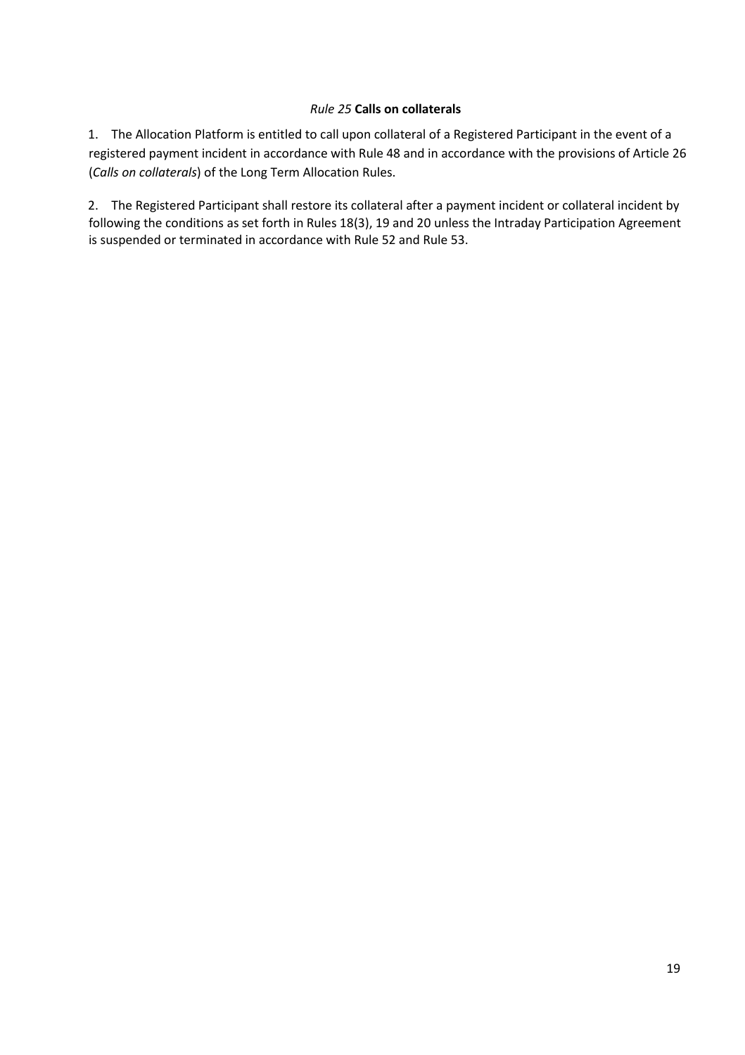### *Rule 25* **Calls on collaterals**

1. The Allocation Platform is entitled to call upon collateral of a Registered Participant in the event of a registered payment incident in accordance with Rule 48 and in accordance with the provisions of Article 26 (*Calls on collaterals*) of the Long Term Allocation Rules.

2. The Registered Participant shall restore its collateral after a payment incident or collateral incident by following the conditions as set forth in Rules 18(3), 19 and 20 unless the Intraday Participation Agreement is suspended or terminated in accordance with Rule 52 and Rule 53.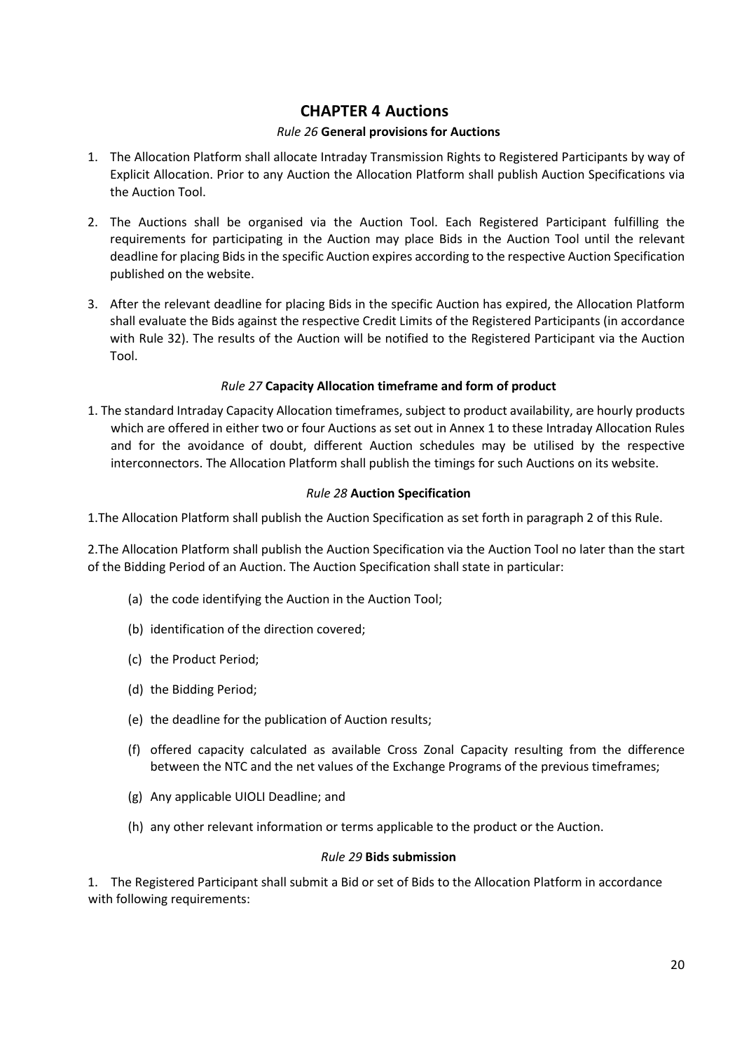# CHAPTER 4 Auctions

### *Rule 26* **General provisions for Auctions**

1. The Allocation Platform shall allocate Intraday Transmission Rights to Registered Participants by way of Explicit Allocation. Prior to any Auction the Allocation Platform shall publish Auction Specifications via the Auction Tool.

2. The Auctions shall be organised via the Auction Tool. Each Registered Participant fulfilling the requirements for participating in the Auction may place Bids in the Auction Tool until the relevant deadline for placing Bids in the specific Auction expires according to the respective Auction Specification published on the website.

3. After the relevant deadline for placing Bids in the specific Auction has expired, the Allocation Platform shall evaluate the Bids against the respective Credit Limits of the Registered Participants (in accordance with Rule 32). The results of the Auction will be notified to the Registered Participant via the Auction Tool.

### *Rule 27* **Capacity Allocation timeframe and form of product**

1. The standard Intraday Capacity Allocation timeframes, subject to product availability, are hourly products which are offered in either two or four Auctions as set out in Annex 1 to these Intraday Allocation Rules and for the avoidance of doubt, different Auction schedules may be utilised by the respective interconnectors. The Allocation Platform shall publish the timings for such Auctions on its website.

### *Rule 28* **Auction Specification**

1.The Allocation Platform shall publish the Auction Specification as set forth in paragraph 2 of this Rule.

2.The Allocation Platform shall publish the Auction Specification via the Auction Tool no later than the start of the Bidding Period of an Auction. The Auction Specification shall state in particular:

(a) the code identifying the Auction in the Auction Tool;

(b) identification of the direction covered;

(c) the Product Period;

(d) the Bidding Period;

(e) the deadline for the publication of Auction results;

(f) offered capacity calculated as available Cross Zonal Capacity resulting from the difference between the NTC and the net values of the Exchange Programs of the previous timeframes;

(g) Any applicable UIOLI Deadline; and

(h) any other relevant information or terms applicable to the product or the Auction.

### *Rule 29* **Bids submission**

1. The Registered Participant shall submit a Bid or set of Bids to the Allocation Platform in accordance with following requirements: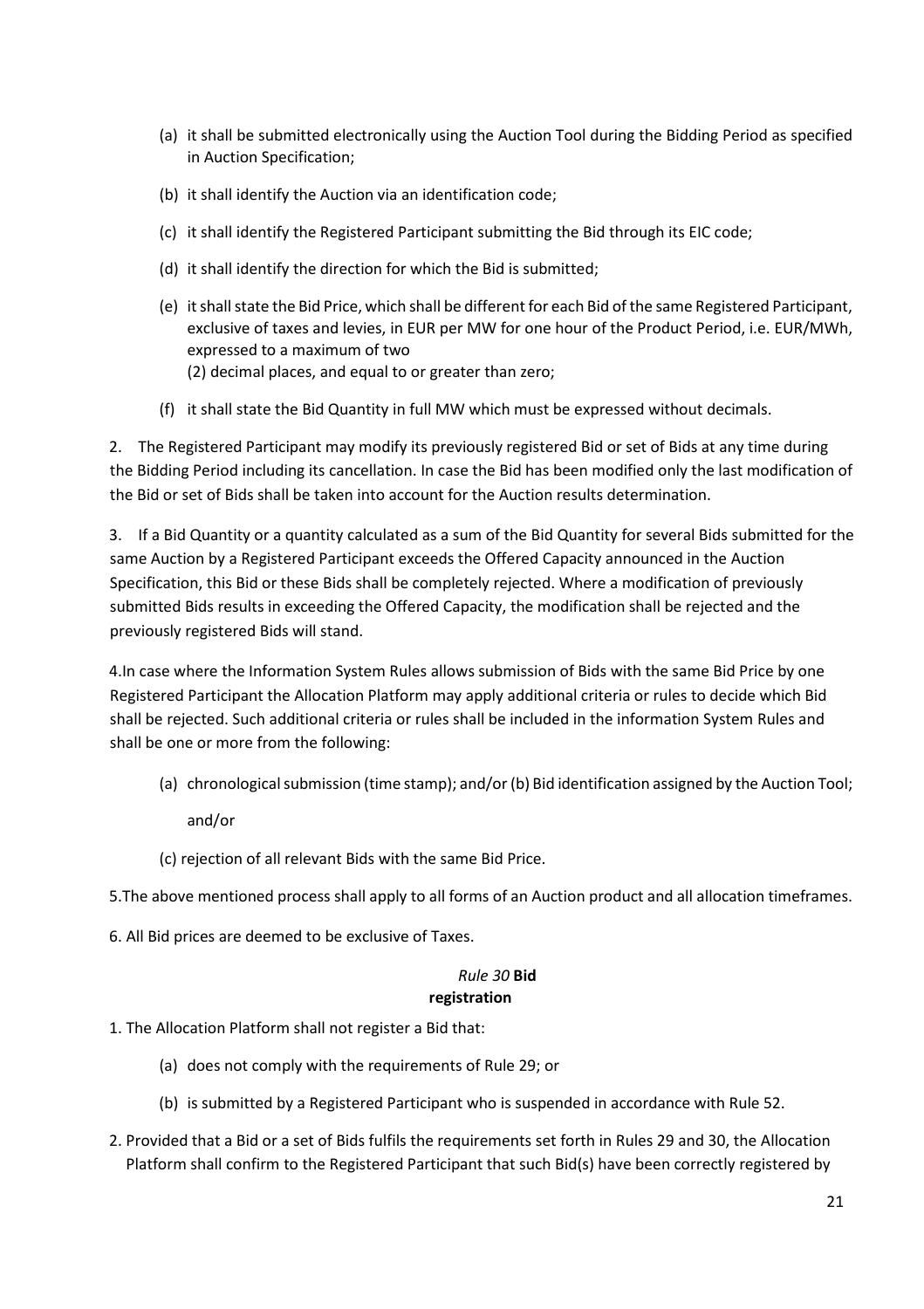(a) it shall be submitted electronically using the Auction Tool during the Bidding Period as specified in Auction Specification;

(b) it shall identify the Auction via an identification code;

(c) it shall identify the Registered Participant submitting the Bid through its EIC code;

(d) it shall identify the direction for which the Bid is submitted;

(e) it shall state the Bid Price, which shall be different for each Bid of the same Registered Participant, exclusive of taxes and levies, in EUR per MW for one hour of the Product Period, i.e. EUR/MWh, expressed to a maximum of two (2) decimal places, and equal to or greater than zero;

(f) it shall state the Bid Quantity in full MW which must be expressed without decimals.

2. The Registered Participant may modify its previously registered Bid or set of Bids at any time during the Bidding Period including its cancellation. In case the Bid has been modified only the last modification of the Bid or set of Bids shall be taken into account for the Auction results determination.

3. If a Bid Quantity or a quantity calculated as a sum of the Bid Quantity for several Bids submitted for the same Auction by a Registered Participant exceeds the Offered Capacity announced in the Auction Specification, this Bid or these Bids shall be completely rejected. Where a modification of previously submitted Bids results in exceeding the Offered Capacity, the modification shall be rejected and the previously registered Bids will stand.

4.In case where the Information System Rules allows submission of Bids with the same Bid Price by one Registered Participant the Allocation Platform may apply additional criteria or rules to decide which Bid shall be rejected. Such additional criteria or rules shall be included in the information System Rules and shall be one or more from the following:

(a) chronological submission (time stamp); and/or (b) Bid identification assigned by the Auction Tool; and/or

(c) rejection of all relevant Bids with the same Bid Price.

5.The above mentioned process shall apply to all forms of an Auction product and all allocation timeframes.

6. All Bid prices are deemed to be exclusive of Taxes.

### *Rule 30* **Bid registration**

1. The Allocation Platform shall not register a Bid that:

(a) does not comply with the requirements of Rule 29; or

(b) is submitted by a Registered Participant who is suspended in accordance with Rule 52.

2. Provided that a Bid or a set of Bids fulfils the requirements set forth in Rules 29 and 30, the Allocation Platform shall confirm to the Registered Participant that such Bid(s) have been correctly registered by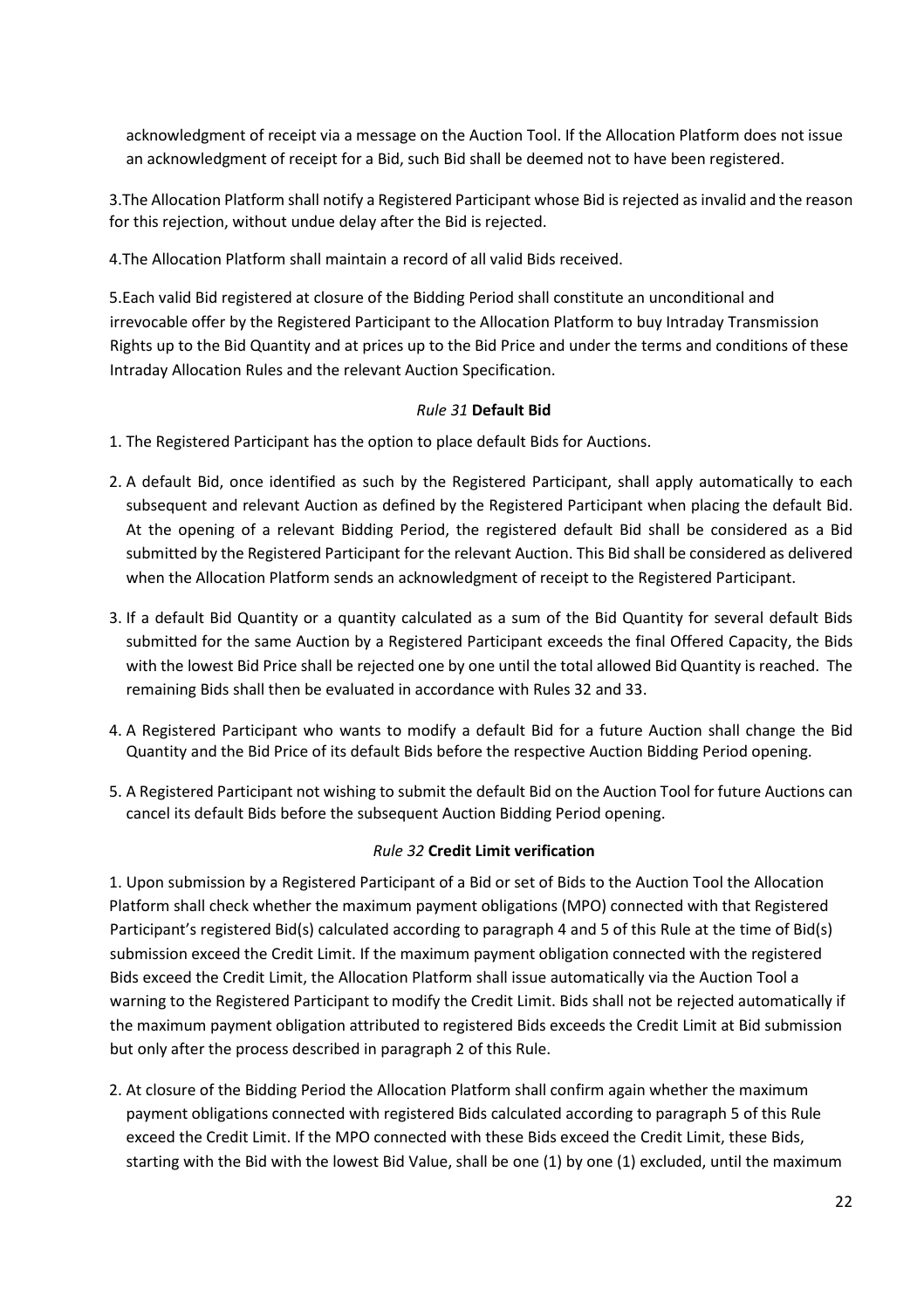acknowledgment of receipt via a message on the Auction Tool. If the Allocation Platform does not issue an acknowledgment of receipt for a Bid, such Bid shall be deemed not to have been registered.

3.The Allocation Platform shall notify a Registered Participant whose Bid is rejected as invalid and the reason for this rejection, without undue delay after the Bid is rejected.

4.The Allocation Platform shall maintain a record of all valid Bids received.

5.Each valid Bid registered at closure of the Bidding Period shall constitute an unconditional and irrevocable offer by the Registered Participant to the Allocation Platform to buy Intraday Transmission Rights up to the Bid Quantity and at prices up to the Bid Price and under the terms and conditions of these Intraday Allocation Rules and the relevant Auction Specification.

### *Rule 31* **Default Bid**

1. The Registered Participant has the option to place default Bids for Auctions.

2. A default Bid, once identified as such by the Registered Participant, shall apply automatically to each subsequent and relevant Auction as defined by the Registered Participant when placing the default Bid. At the opening of a relevant Bidding Period, the registered default Bid shall be considered as a Bid submitted by the Registered Participant for the relevant Auction. This Bid shall be considered as delivered when the Allocation Platform sends an acknowledgment of receipt to the Registered Participant.

3. If a default Bid Quantity or a quantity calculated as a sum of the Bid Quantity for several default Bids submitted for the same Auction by a Registered Participant exceeds the final Offered Capacity, the Bids with the lowest Bid Price shall be rejected one by one until the total allowed Bid Quantity is reached. The remaining Bids shall then be evaluated in accordance with Rules 32 and 33.

4. A Registered Participant who wants to modify a default Bid for a future Auction shall change the Bid Quantity and the Bid Price of its default Bids before the respective Auction Bidding Period opening.

5. A Registered Participant not wishing to submit the default Bid on the Auction Tool for future Auctions can cancel its default Bids before the subsequent Auction Bidding Period opening.

### *Rule 32* **Credit Limit verification**

1. Upon submission by a Registered Participant of a Bid or set of Bids to the Auction Tool the Allocation Platform shall check whether the maximum payment obligations (MPO) connected with that Registered Participant's registered Bid(s) calculated according to paragraph 4 and 5 of this Rule at the time of Bid(s) submission exceed the Credit Limit. If the maximum payment obligation connected with the registered Bids exceed the Credit Limit, the Allocation Platform shall issue automatically via the Auction Tool a warning to the Registered Participant to modify the Credit Limit. Bids shall not be rejected automatically if the maximum payment obligation attributed to registered Bids exceeds the Credit Limit at Bid submission but only after the process described in paragraph 2 of this Rule.

2. At closure of the Bidding Period the Allocation Platform shall confirm again whether the maximum payment obligations connected with registered Bids calculated according to paragraph 5 of this Rule exceed the Credit Limit. If the MPO connected with these Bids exceed the Credit Limit, these Bids, starting with the Bid with the lowest Bid Value, shall be one (1) by one (1) excluded, until the maximum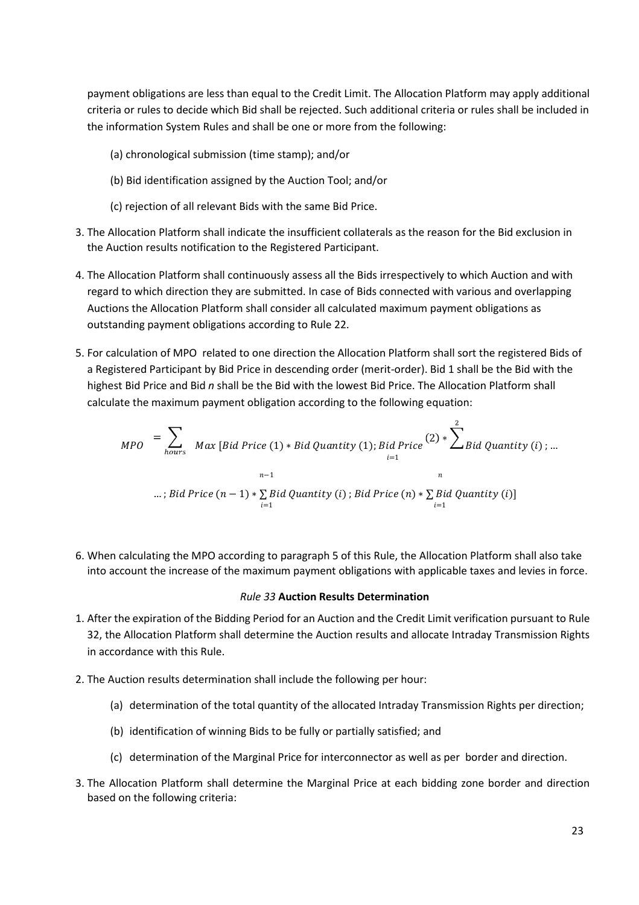payment obligations are less than equal to the Credit Limit. The Allocation Platform may apply additional criteria or rules to decide which Bid shall be rejected. Such additional criteria or rules shall be included in the information System Rules and shall be one or more from the following:

(a) chronological submission (time stamp); and/or

(b) Bid identification assigned by the Auction Tool; and/or

(c) rejection of all relevant Bids with the same Bid Price.

3. The Allocation Platform shall indicate the insufficient collaterals as the reason for the Bid exclusion in the Auction results notification to the Registered Participant.

4. The Allocation Platform shall continuously assess all the Bids irrespectively to which Auction and with regard to which direction they are submitted. In case of Bids connected with various and overlapping Auctions the Allocation Platform shall consider all calculated maximum payment obligations as outstanding payment obligations according to Rule 22.

5. For calculation of MPO related to one direction the Allocation Platform shall sort the registered Bids of a Registered Participant by Bid Price in descending order (merit-order). Bid 1 shall be the Bid with the highest Bid Price and Bid *n* shall be the Bid with the lowest Bid Price. The Allocation Platform shall calculate the maximum payment obligation according to the following equation:

$$MPO = \sum_{hours} Max\,[Bid\ Price\ (1) * Bid\ Quantity\ (1); Bid\ Price\ (2) * \sum_{i=1}^{2} Bid\ Quantity\ (i)\ ; \ldots$$

$$\ldots ; Bid\ Price\ (n-1) * \sum_{i=1}^{n-1} Bid\ Quantity\ (i)\ ; Bid\ Price\ (n) * \sum_{i=1}^{n} Bid\ Quantity\ (i)]$$

6. When calculating the MPO according to paragraph 5 of this Rule, the Allocation Platform shall also take into account the increase of the maximum payment obligations with applicable taxes and levies in force.

### *Rule 33* **Auction Results Determination**

1. After the expiration of the Bidding Period for an Auction and the Credit Limit verification pursuant to Rule 32, the Allocation Platform shall determine the Auction results and allocate Intraday Transmission Rights in accordance with this Rule.

2. The Auction results determination shall include the following per hour:

   (a) determination of the total quantity of the allocated Intraday Transmission Rights per direction;

   (b) identification of winning Bids to be fully or partially satisfied; and

   (c) determination of the Marginal Price for interconnector as well as per border and direction.

3. The Allocation Platform shall determine the Marginal Price at each bidding zone border and direction based on the following criteria: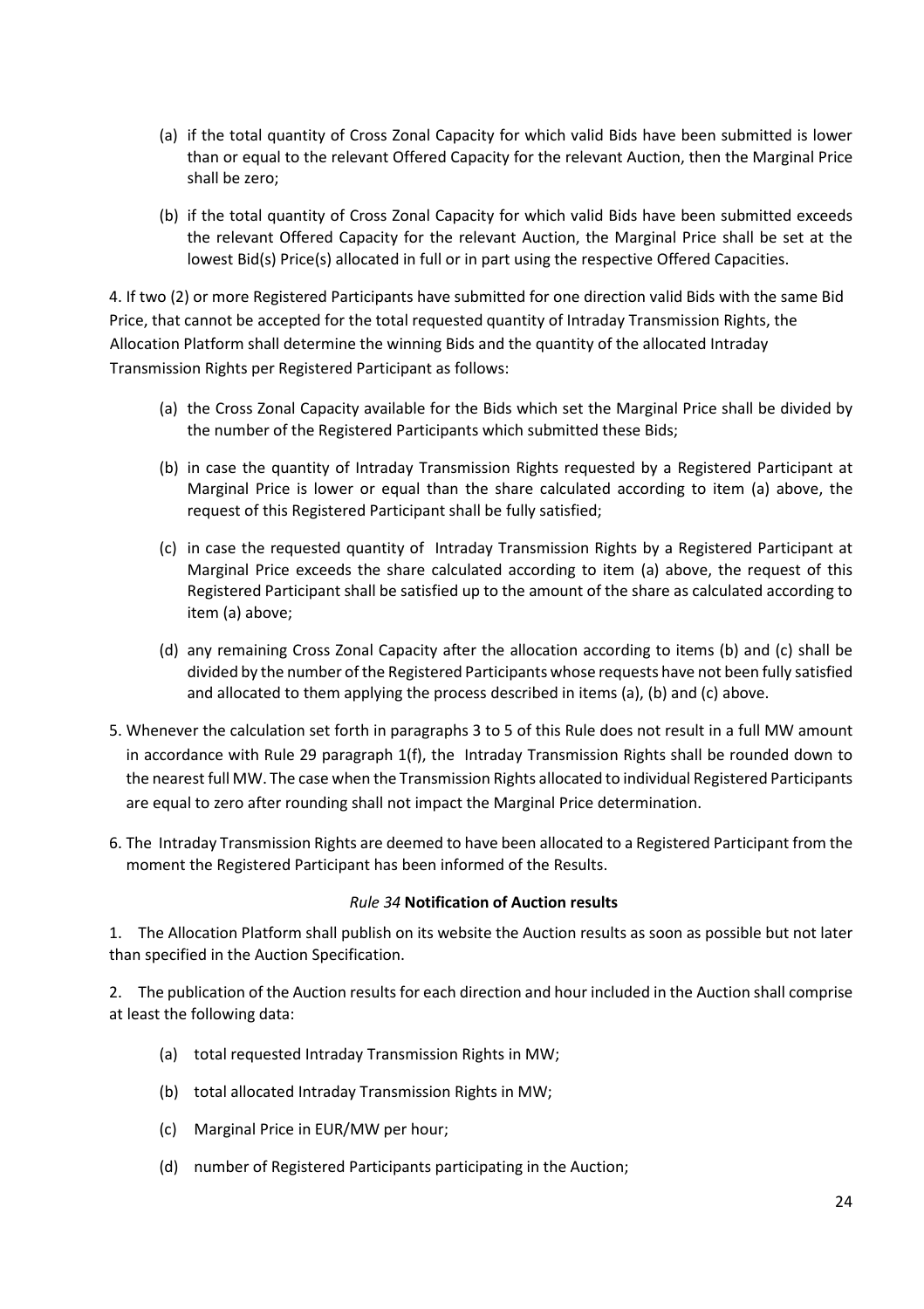(a) if the total quantity of Cross Zonal Capacity for which valid Bids have been submitted is lower than or equal to the relevant Offered Capacity for the relevant Auction, then the Marginal Price shall be zero;

(b) if the total quantity of Cross Zonal Capacity for which valid Bids have been submitted exceeds the relevant Offered Capacity for the relevant Auction, the Marginal Price shall be set at the lowest Bid(s) Price(s) allocated in full or in part using the respective Offered Capacities.

4. If two (2) or more Registered Participants have submitted for one direction valid Bids with the same Bid Price, that cannot be accepted for the total requested quantity of Intraday Transmission Rights, the Allocation Platform shall determine the winning Bids and the quantity of the allocated Intraday Transmission Rights per Registered Participant as follows:

(a) the Cross Zonal Capacity available for the Bids which set the Marginal Price shall be divided by the number of the Registered Participants which submitted these Bids;

(b) in case the quantity of Intraday Transmission Rights requested by a Registered Participant at Marginal Price is lower or equal than the share calculated according to item (a) above, the request of this Registered Participant shall be fully satisfied;

(c) in case the requested quantity of Intraday Transmission Rights by a Registered Participant at Marginal Price exceeds the share calculated according to item (a) above, the request of this Registered Participant shall be satisfied up to the amount of the share as calculated according to item (a) above;

(d) any remaining Cross Zonal Capacity after the allocation according to items (b) and (c) shall be divided by the number of the Registered Participants whose requests have not been fully satisfied and allocated to them applying the process described in items (a), (b) and (c) above.

5. Whenever the calculation set forth in paragraphs 3 to 5 of this Rule does not result in a full MW amount in accordance with Rule 29 paragraph 1(f), the Intraday Transmission Rights shall be rounded down to the nearest full MW. The case when the Transmission Rights allocated to individual Registered Participants are equal to zero after rounding shall not impact the Marginal Price determination.

6. The Intraday Transmission Rights are deemed to have been allocated to a Registered Participant from the moment the Registered Participant has been informed of the Results.

### *Rule 34* **Notification of Auction results**

1. The Allocation Platform shall publish on its website the Auction results as soon as possible but not later than specified in the Auction Specification.

2. The publication of the Auction results for each direction and hour included in the Auction shall comprise at least the following data:

(a) total requested Intraday Transmission Rights in MW;

(b) total allocated Intraday Transmission Rights in MW;

(c) Marginal Price in EUR/MW per hour;

(d) number of Registered Participants participating in the Auction;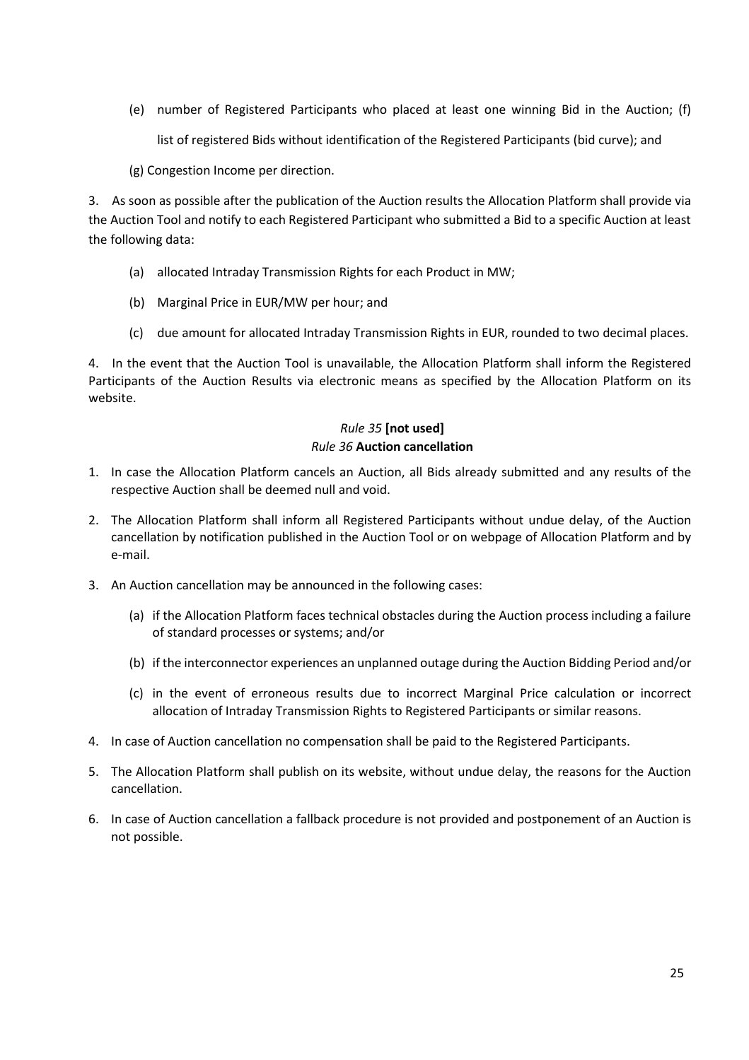(e) number of Registered Participants who placed at least one winning Bid in the Auction; (f) list of registered Bids without identification of the Registered Participants (bid curve); and

(g) Congestion Income per direction.

3. As soon as possible after the publication of the Auction results the Allocation Platform shall provide via the Auction Tool and notify to each Registered Participant who submitted a Bid to a specific Auction at least the following data:

(a) allocated Intraday Transmission Rights for each Product in MW;

(b) Marginal Price in EUR/MW per hour; and

(c) due amount for allocated Intraday Transmission Rights in EUR, rounded to two decimal places.

4. In the event that the Auction Tool is unavailable, the Allocation Platform shall inform the Registered Participants of the Auction Results via electronic means as specified by the Allocation Platform on its website.

### *Rule 35* **[not used]**

### *Rule 36* **Auction cancellation**

1. In case the Allocation Platform cancels an Auction, all Bids already submitted and any results of the respective Auction shall be deemed null and void.

2. The Allocation Platform shall inform all Registered Participants without undue delay, of the Auction cancellation by notification published in the Auction Tool or on webpage of Allocation Platform and by e-mail.

3. An Auction cancellation may be announced in the following cases:

   (a) if the Allocation Platform faces technical obstacles during the Auction process including a failure of standard processes or systems; and/or

   (b) if the interconnector experiences an unplanned outage during the Auction Bidding Period and/or

   (c) in the event of erroneous results due to incorrect Marginal Price calculation or incorrect allocation of Intraday Transmission Rights to Registered Participants or similar reasons.

4. In case of Auction cancellation no compensation shall be paid to the Registered Participants.

5. The Allocation Platform shall publish on its website, without undue delay, the reasons for the Auction cancellation.

6. In case of Auction cancellation a fallback procedure is not provided and postponement of an Auction is not possible.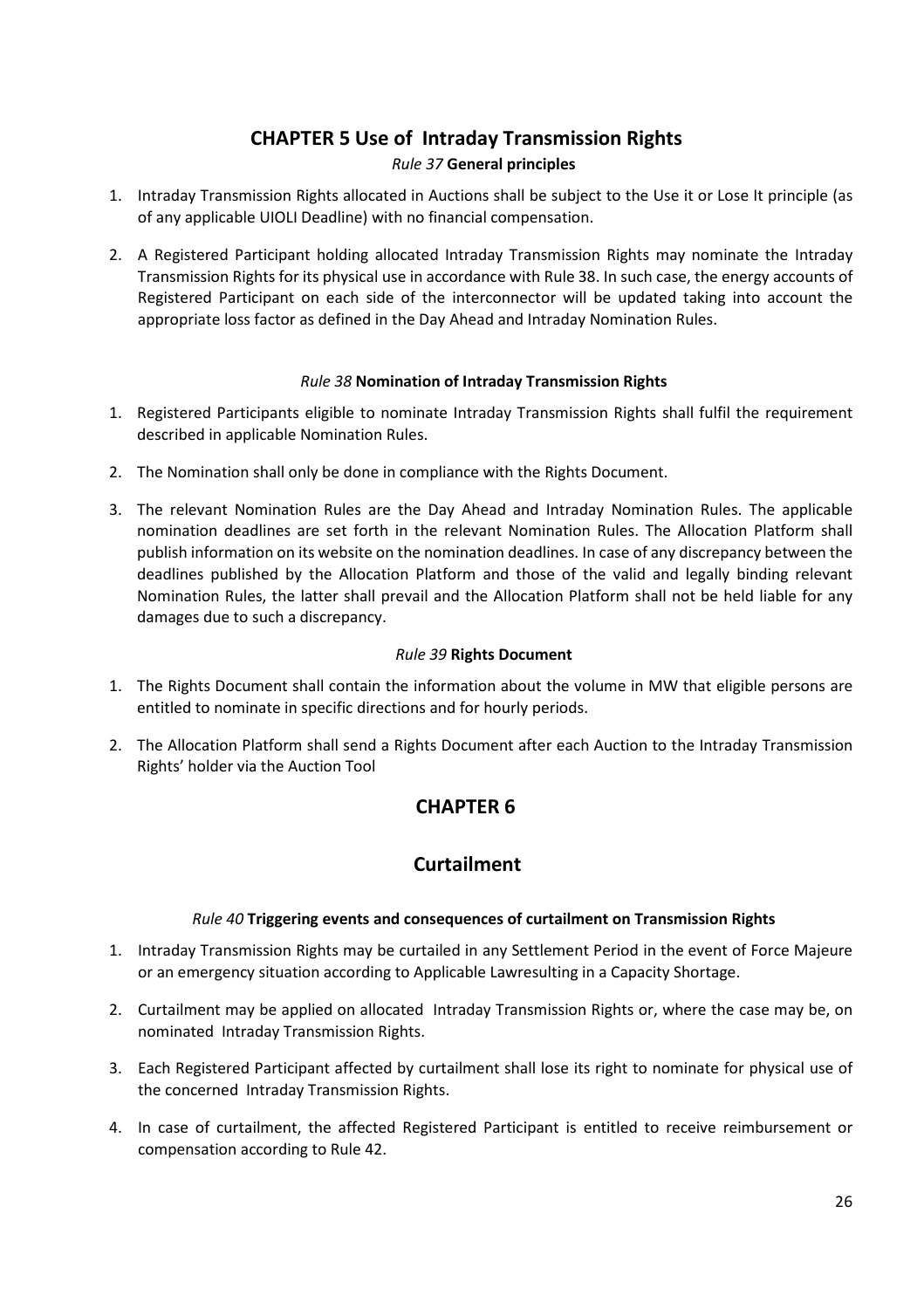# CHAPTER 5 Use of Intraday Transmission Rights

### *Rule 37* **General principles**

1. Intraday Transmission Rights allocated in Auctions shall be subject to the Use it or Lose It principle (as of any applicable UIOLI Deadline) with no financial compensation.
2. A Registered Participant holding allocated Intraday Transmission Rights may nominate the Intraday Transmission Rights for its physical use in accordance with Rule 38. In such case, the energy accounts of Registered Participant on each side of the interconnector will be updated taking into account the appropriate loss factor as defined in the Day Ahead and Intraday Nomination Rules.

### *Rule 38* **Nomination of Intraday Transmission Rights**

1. Registered Participants eligible to nominate Intraday Transmission Rights shall fulfil the requirement described in applicable Nomination Rules.
2. The Nomination shall only be done in compliance with the Rights Document.
3. The relevant Nomination Rules are the Day Ahead and Intraday Nomination Rules. The applicable nomination deadlines are set forth in the relevant Nomination Rules. The Allocation Platform shall publish information on its website on the nomination deadlines. In case of any discrepancy between the deadlines published by the Allocation Platform and those of the valid and legally binding relevant Nomination Rules, the latter shall prevail and the Allocation Platform shall not be held liable for any damages due to such a discrepancy.

### *Rule 39* **Rights Document**

1. The Rights Document shall contain the information about the volume in MW that eligible persons are entitled to nominate in specific directions and for hourly periods.
2. The Allocation Platform shall send a Rights Document after each Auction to the Intraday Transmission Rights' holder via the Auction Tool

# CHAPTER 6

# Curtailment

### *Rule 40* **Triggering events and consequences of curtailment on Transmission Rights**

1. Intraday Transmission Rights may be curtailed in any Settlement Period in the event of Force Majeure or an emergency situation according to Applicable Lawresulting in a Capacity Shortage.
2. Curtailment may be applied on allocated Intraday Transmission Rights or, where the case may be, on nominated Intraday Transmission Rights.
3. Each Registered Participant affected by curtailment shall lose its right to nominate for physical use of the concerned Intraday Transmission Rights.
4. In case of curtailment, the affected Registered Participant is entitled to receive reimbursement or compensation according to Rule 42.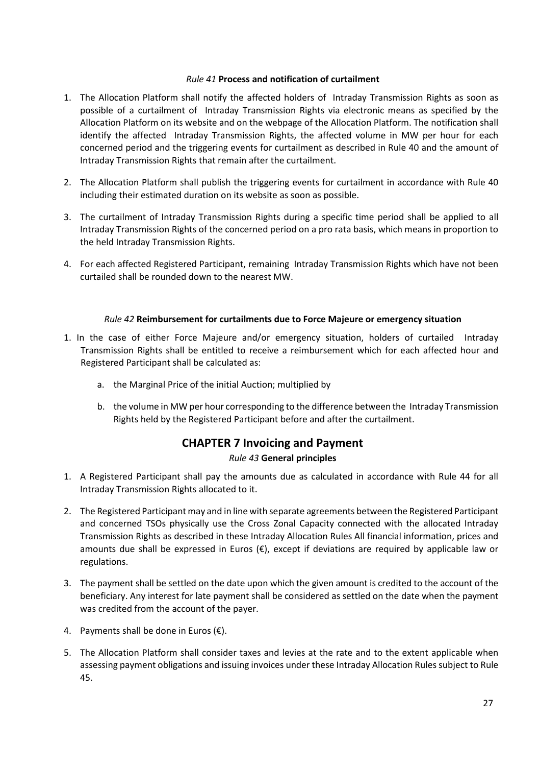*Rule 41* **Process and notification of curtailment**

1. The Allocation Platform shall notify the affected holders of Intraday Transmission Rights as soon as possible of a curtailment of Intraday Transmission Rights via electronic means as specified by the Allocation Platform on its website and on the webpage of the Allocation Platform. The notification shall identify the affected Intraday Transmission Rights, the affected volume in MW per hour for each concerned period and the triggering events for curtailment as described in Rule 40 and the amount of Intraday Transmission Rights that remain after the curtailment.

2. The Allocation Platform shall publish the triggering events for curtailment in accordance with Rule 40 including their estimated duration on its website as soon as possible.

3. The curtailment of Intraday Transmission Rights during a specific time period shall be applied to all Intraday Transmission Rights of the concerned period on a pro rata basis, which means in proportion to the held Intraday Transmission Rights.

4. For each affected Registered Participant, remaining Intraday Transmission Rights which have not been curtailed shall be rounded down to the nearest MW.

*Rule 42* **Reimbursement for curtailments due to Force Majeure or emergency situation**

1. In the case of either Force Majeure and/or emergency situation, holders of curtailed Intraday Transmission Rights shall be entitled to receive a reimbursement which for each affected hour and Registered Participant shall be calculated as:

   a. the Marginal Price of the initial Auction; multiplied by

   b. the volume in MW per hour corresponding to the difference between the Intraday Transmission Rights held by the Registered Participant before and after the curtailment.

## CHAPTER 7 Invoicing and Payment

*Rule 43* **General principles**

1. A Registered Participant shall pay the amounts due as calculated in accordance with Rule 44 for all Intraday Transmission Rights allocated to it.

2. The Registered Participant may and in line with separate agreements between the Registered Participant and concerned TSOs physically use the Cross Zonal Capacity connected with the allocated Intraday Transmission Rights as described in these Intraday Allocation Rules All financial information, prices and amounts due shall be expressed in Euros (€), except if deviations are required by applicable law or regulations.

3. The payment shall be settled on the date upon which the given amount is credited to the account of the beneficiary. Any interest for late payment shall be considered as settled on the date when the payment was credited from the account of the payer.

4. Payments shall be done in Euros (€).

5. The Allocation Platform shall consider taxes and levies at the rate and to the extent applicable when assessing payment obligations and issuing invoices under these Intraday Allocation Rules subject to Rule 45.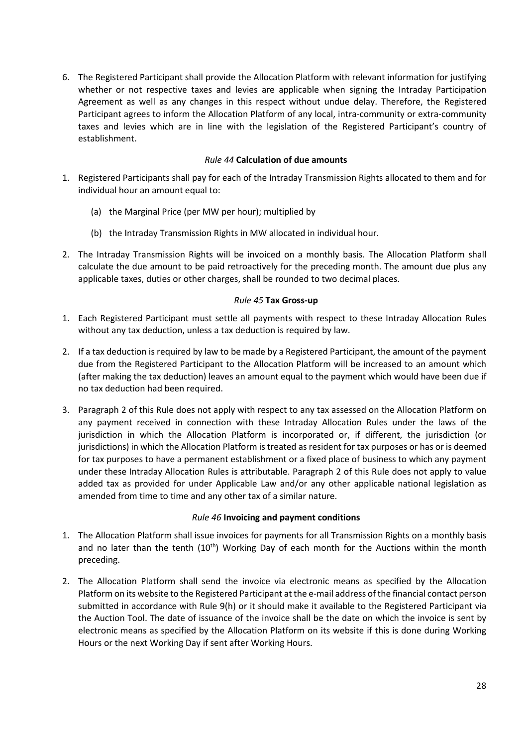6. The Registered Participant shall provide the Allocation Platform with relevant information for justifying whether or not respective taxes and levies are applicable when signing the Intraday Participation Agreement as well as any changes in this respect without undue delay. Therefore, the Registered Participant agrees to inform the Allocation Platform of any local, intra-community or extra-community taxes and levies which are in line with the legislation of the Registered Participant's country of establishment.

### *Rule 44* **Calculation of due amounts**

1. Registered Participants shall pay for each of the Intraday Transmission Rights allocated to them and for individual hour an amount equal to:
   (a) the Marginal Price (per MW per hour); multiplied by
   (b) the Intraday Transmission Rights in MW allocated in individual hour.
2. The Intraday Transmission Rights will be invoiced on a monthly basis. The Allocation Platform shall calculate the due amount to be paid retroactively for the preceding month. The amount due plus any applicable taxes, duties or other charges, shall be rounded to two decimal places.

### *Rule 45* **Tax Gross-up**

1. Each Registered Participant must settle all payments with respect to these Intraday Allocation Rules without any tax deduction, unless a tax deduction is required by law.
2. If a tax deduction is required by law to be made by a Registered Participant, the amount of the payment due from the Registered Participant to the Allocation Platform will be increased to an amount which (after making the tax deduction) leaves an amount equal to the payment which would have been due if no tax deduction had been required.
3. Paragraph 2 of this Rule does not apply with respect to any tax assessed on the Allocation Platform on any payment received in connection with these Intraday Allocation Rules under the laws of the jurisdiction in which the Allocation Platform is incorporated or, if different, the jurisdiction (or jurisdictions) in which the Allocation Platform is treated as resident for tax purposes or has or is deemed for tax purposes to have a permanent establishment or a fixed place of business to which any payment under these Intraday Allocation Rules is attributable. Paragraph 2 of this Rule does not apply to value added tax as provided for under Applicable Law and/or any other applicable national legislation as amended from time to time and any other tax of a similar nature.

### *Rule 46* **Invoicing and payment conditions**

1. The Allocation Platform shall issue invoices for payments for all Transmission Rights on a monthly basis and no later than the tenth (10th) Working Day of each month for the Auctions within the month preceding.
2. The Allocation Platform shall send the invoice via electronic means as specified by the Allocation Platform on its website to the Registered Participant at the e-mail address of the financial contact person submitted in accordance with Rule 9(h) or it should make it available to the Registered Participant via the Auction Tool. The date of issuance of the invoice shall be the date on which the invoice is sent by electronic means as specified by the Allocation Platform on its website if this is done during Working Hours or the next Working Day if sent after Working Hours.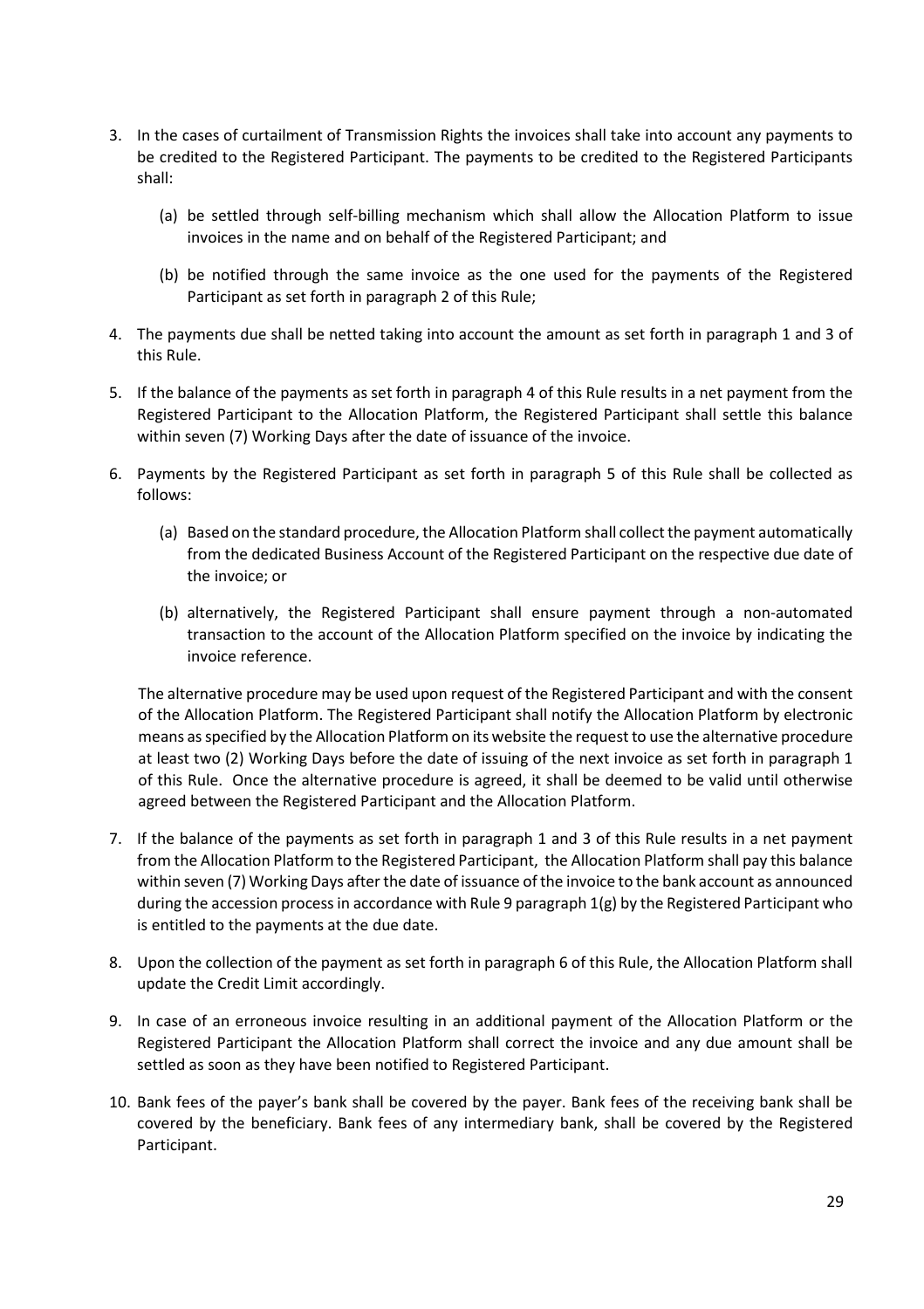3. In the cases of curtailment of Transmission Rights the invoices shall take into account any payments to be credited to the Registered Participant. The payments to be credited to the Registered Participants shall:

   (a) be settled through self-billing mechanism which shall allow the Allocation Platform to issue invoices in the name and on behalf of the Registered Participant; and

   (b) be notified through the same invoice as the one used for the payments of the Registered Participant as set forth in paragraph 2 of this Rule;

4. The payments due shall be netted taking into account the amount as set forth in paragraph 1 and 3 of this Rule.

5. If the balance of the payments as set forth in paragraph 4 of this Rule results in a net payment from the Registered Participant to the Allocation Platform, the Registered Participant shall settle this balance within seven (7) Working Days after the date of issuance of the invoice.

6. Payments by the Registered Participant as set forth in paragraph 5 of this Rule shall be collected as follows:

   (a) Based on the standard procedure, the Allocation Platform shall collect the payment automatically from the dedicated Business Account of the Registered Participant on the respective due date of the invoice; or

   (b) alternatively, the Registered Participant shall ensure payment through a non-automated transaction to the account of the Allocation Platform specified on the invoice by indicating the invoice reference.

   The alternative procedure may be used upon request of the Registered Participant and with the consent of the Allocation Platform. The Registered Participant shall notify the Allocation Platform by electronic means as specified by the Allocation Platform on its website the request to use the alternative procedure at least two (2) Working Days before the date of issuing of the next invoice as set forth in paragraph 1 of this Rule. Once the alternative procedure is agreed, it shall be deemed to be valid until otherwise agreed between the Registered Participant and the Allocation Platform.

7. If the balance of the payments as set forth in paragraph 1 and 3 of this Rule results in a net payment from the Allocation Platform to the Registered Participant, the Allocation Platform shall pay this balance within seven (7) Working Days after the date of issuance of the invoice to the bank account as announced during the accession process in accordance with Rule 9 paragraph 1(g) by the Registered Participant who is entitled to the payments at the due date.

8. Upon the collection of the payment as set forth in paragraph 6 of this Rule, the Allocation Platform shall update the Credit Limit accordingly.

9. In case of an erroneous invoice resulting in an additional payment of the Allocation Platform or the Registered Participant the Allocation Platform shall correct the invoice and any due amount shall be settled as soon as they have been notified to Registered Participant.

10. Bank fees of the payer's bank shall be covered by the payer. Bank fees of the receiving bank shall be covered by the beneficiary. Bank fees of any intermediary bank, shall be covered by the Registered Participant.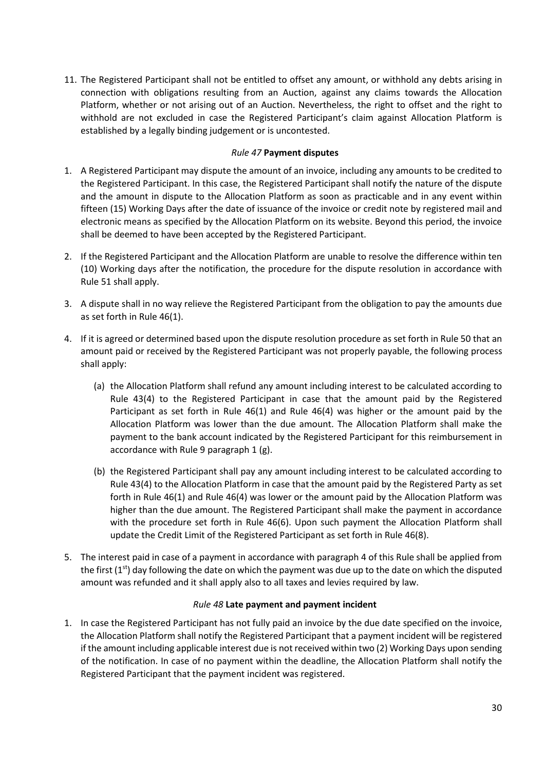11. The Registered Participant shall not be entitled to offset any amount, or withhold any debts arising in connection with obligations resulting from an Auction, against any claims towards the Allocation Platform, whether or not arising out of an Auction. Nevertheless, the right to offset and the right to withhold are not excluded in case the Registered Participant's claim against Allocation Platform is established by a legally binding judgement or is uncontested.

### *Rule 47* Payment disputes

1. A Registered Participant may dispute the amount of an invoice, including any amounts to be credited to the Registered Participant. In this case, the Registered Participant shall notify the nature of the dispute and the amount in dispute to the Allocation Platform as soon as practicable and in any event within fifteen (15) Working Days after the date of issuance of the invoice or credit note by registered mail and electronic means as specified by the Allocation Platform on its website. Beyond this period, the invoice shall be deemed to have been accepted by the Registered Participant.

2. If the Registered Participant and the Allocation Platform are unable to resolve the difference within ten (10) Working days after the notification, the procedure for the dispute resolution in accordance with Rule 51 shall apply.

3. A dispute shall in no way relieve the Registered Participant from the obligation to pay the amounts due as set forth in Rule 46(1).

4. If it is agreed or determined based upon the dispute resolution procedure as set forth in Rule 50 that an amount paid or received by the Registered Participant was not properly payable, the following process shall apply:

   (a) the Allocation Platform shall refund any amount including interest to be calculated according to Rule 43(4) to the Registered Participant in case that the amount paid by the Registered Participant as set forth in Rule 46(1) and Rule 46(4) was higher or the amount paid by the Allocation Platform was lower than the due amount. The Allocation Platform shall make the payment to the bank account indicated by the Registered Participant for this reimbursement in accordance with Rule 9 paragraph 1 (g).

   (b) the Registered Participant shall pay any amount including interest to be calculated according to Rule 43(4) to the Allocation Platform in case that the amount paid by the Registered Party as set forth in Rule 46(1) and Rule 46(4) was lower or the amount paid by the Allocation Platform was higher than the due amount. The Registered Participant shall make the payment in accordance with the procedure set forth in Rule 46(6). Upon such payment the Allocation Platform shall update the Credit Limit of the Registered Participant as set forth in Rule 46(8).

5. The interest paid in case of a payment in accordance with paragraph 4 of this Rule shall be applied from the first (1st) day following the date on which the payment was due up to the date on which the disputed amount was refunded and it shall apply also to all taxes and levies required by law.

### *Rule 48* Late payment and payment incident

1. In case the Registered Participant has not fully paid an invoice by the due date specified on the invoice, the Allocation Platform shall notify the Registered Participant that a payment incident will be registered if the amount including applicable interest due is not received within two (2) Working Days upon sending of the notification. In case of no payment within the deadline, the Allocation Platform shall notify the Registered Participant that the payment incident was registered.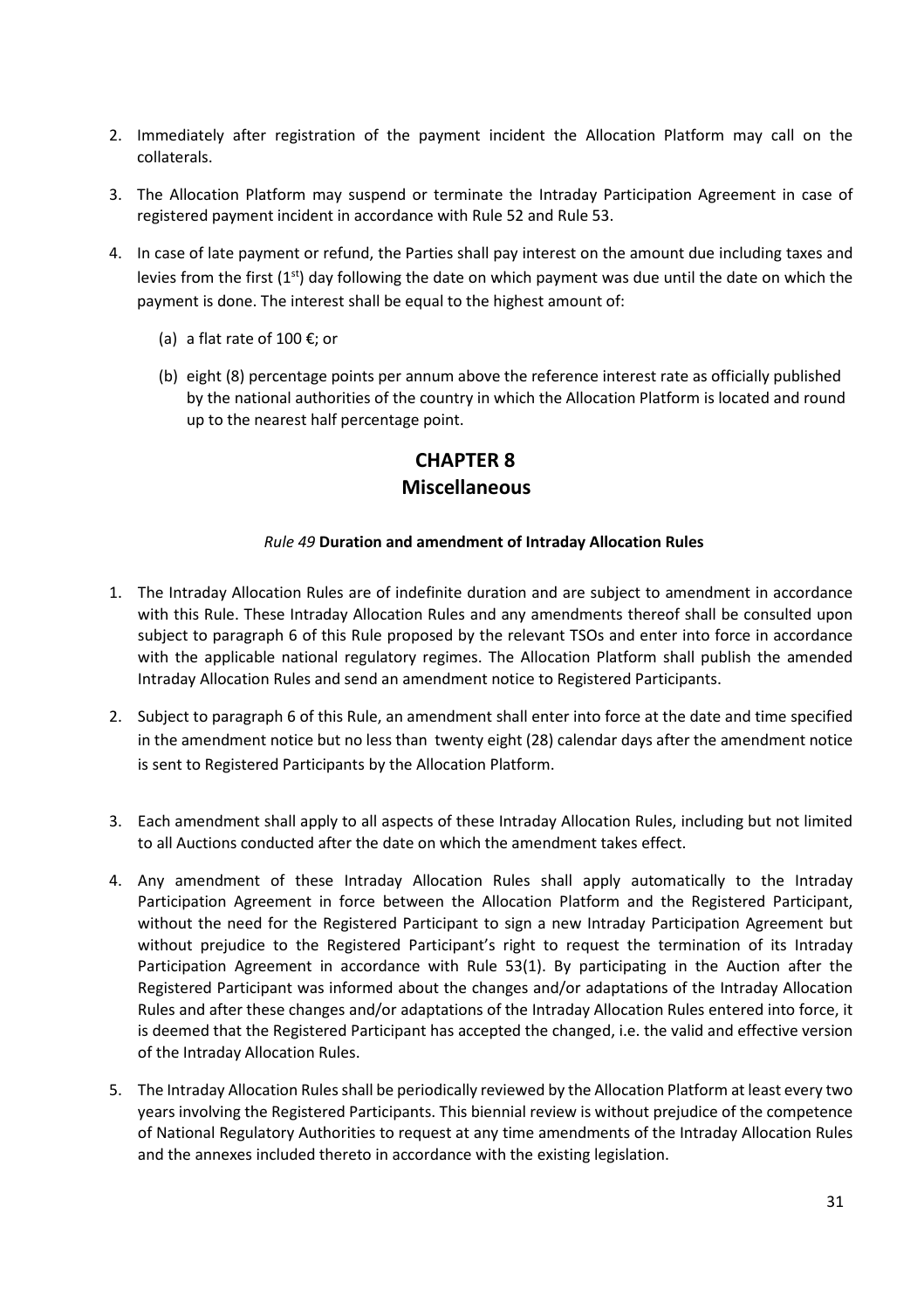2. Immediately after registration of the payment incident the Allocation Platform may call on the collaterals.

3. The Allocation Platform may suspend or terminate the Intraday Participation Agreement in case of registered payment incident in accordance with Rule 52 and Rule 53.

4. In case of late payment or refund, the Parties shall pay interest on the amount due including taxes and levies from the first (1st) day following the date on which payment was due until the date on which the payment is done. The interest shall be equal to the highest amount of:

   (a) a flat rate of 100 €; or

   (b) eight (8) percentage points per annum above the reference interest rate as officially published by the national authorities of the country in which the Allocation Platform is located and round up to the nearest half percentage point.

# CHAPTER 8
# Miscellaneous

### *Rule 49* Duration and amendment of Intraday Allocation Rules

1. The Intraday Allocation Rules are of indefinite duration and are subject to amendment in accordance with this Rule. These Intraday Allocation Rules and any amendments thereof shall be consulted upon subject to paragraph 6 of this Rule proposed by the relevant TSOs and enter into force in accordance with the applicable national regulatory regimes. The Allocation Platform shall publish the amended Intraday Allocation Rules and send an amendment notice to Registered Participants.

2. Subject to paragraph 6 of this Rule, an amendment shall enter into force at the date and time specified in the amendment notice but no less than twenty eight (28) calendar days after the amendment notice is sent to Registered Participants by the Allocation Platform.

3. Each amendment shall apply to all aspects of these Intraday Allocation Rules, including but not limited to all Auctions conducted after the date on which the amendment takes effect.

4. Any amendment of these Intraday Allocation Rules shall apply automatically to the Intraday Participation Agreement in force between the Allocation Platform and the Registered Participant, without the need for the Registered Participant to sign a new Intraday Participation Agreement but without prejudice to the Registered Participant's right to request the termination of its Intraday Participation Agreement in accordance with Rule 53(1). By participating in the Auction after the Registered Participant was informed about the changes and/or adaptations of the Intraday Allocation Rules and after these changes and/or adaptations of the Intraday Allocation Rules entered into force, it is deemed that the Registered Participant has accepted the changed, i.e. the valid and effective version of the Intraday Allocation Rules.

5. The Intraday Allocation Rules shall be periodically reviewed by the Allocation Platform at least every two years involving the Registered Participants. This biennial review is without prejudice of the competence of National Regulatory Authorities to request at any time amendments of the Intraday Allocation Rules and the annexes included thereto in accordance with the existing legislation.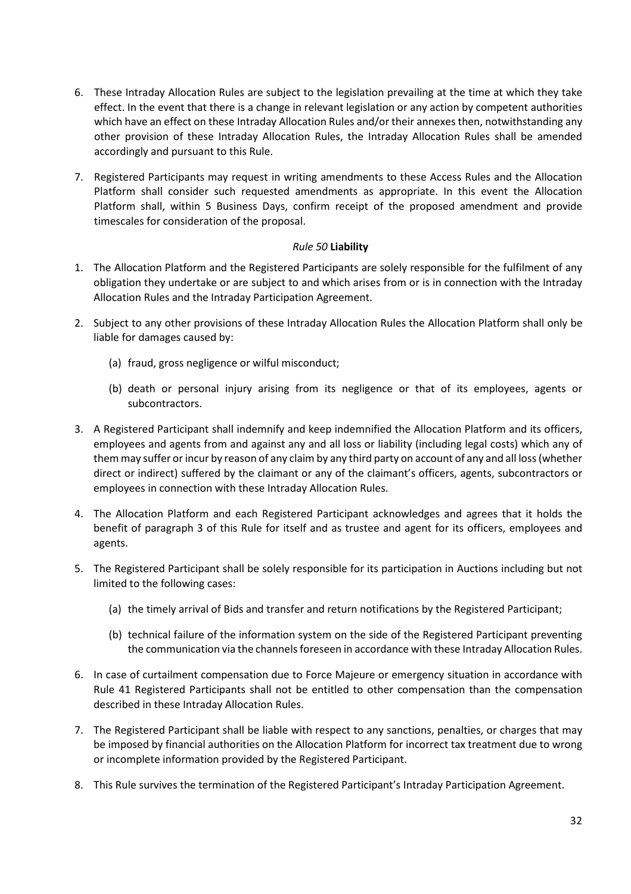6. These Intraday Allocation Rules are subject to the legislation prevailing at the time at which they take effect. In the event that there is a change in relevant legislation or any action by competent authorities which have an effect on these Intraday Allocation Rules and/or their annexes then, notwithstanding any other provision of these Intraday Allocation Rules, the Intraday Allocation Rules shall be amended accordingly and pursuant to this Rule.

7. Registered Participants may request in writing amendments to these Access Rules and the Allocation Platform shall consider such requested amendments as appropriate. In this event the Allocation Platform shall, within 5 Business Days, confirm receipt of the proposed amendment and provide timescales for consideration of the proposal.

### *Rule 50* **Liability**

1. The Allocation Platform and the Registered Participants are solely responsible for the fulfilment of any obligation they undertake or are subject to and which arises from or is in connection with the Intraday Allocation Rules and the Intraday Participation Agreement.

2. Subject to any other provisions of these Intraday Allocation Rules the Allocation Platform shall only be liable for damages caused by:

   (a) fraud, gross negligence or wilful misconduct;

   (b) death or personal injury arising from its negligence or that of its employees, agents or subcontractors.

3. A Registered Participant shall indemnify and keep indemnified the Allocation Platform and its officers, employees and agents from and against any and all loss or liability (including legal costs) which any of them may suffer or incur by reason of any claim by any third party on account of any and all loss (whether direct or indirect) suffered by the claimant or any of the claimant's officers, agents, subcontractors or employees in connection with these Intraday Allocation Rules.

4. The Allocation Platform and each Registered Participant acknowledges and agrees that it holds the benefit of paragraph 3 of this Rule for itself and as trustee and agent for its officers, employees and agents.

5. The Registered Participant shall be solely responsible for its participation in Auctions including but not limited to the following cases:

   (a) the timely arrival of Bids and transfer and return notifications by the Registered Participant;

   (b) technical failure of the information system on the side of the Registered Participant preventing the communication via the channels foreseen in accordance with these Intraday Allocation Rules.

6. In case of curtailment compensation due to Force Majeure or emergency situation in accordance with Rule 41 Registered Participants shall not be entitled to other compensation than the compensation described in these Intraday Allocation Rules.

7. The Registered Participant shall be liable with respect to any sanctions, penalties, or charges that may be imposed by financial authorities on the Allocation Platform for incorrect tax treatment due to wrong or incomplete information provided by the Registered Participant.

8. This Rule survives the termination of the Registered Participant's Intraday Participation Agreement.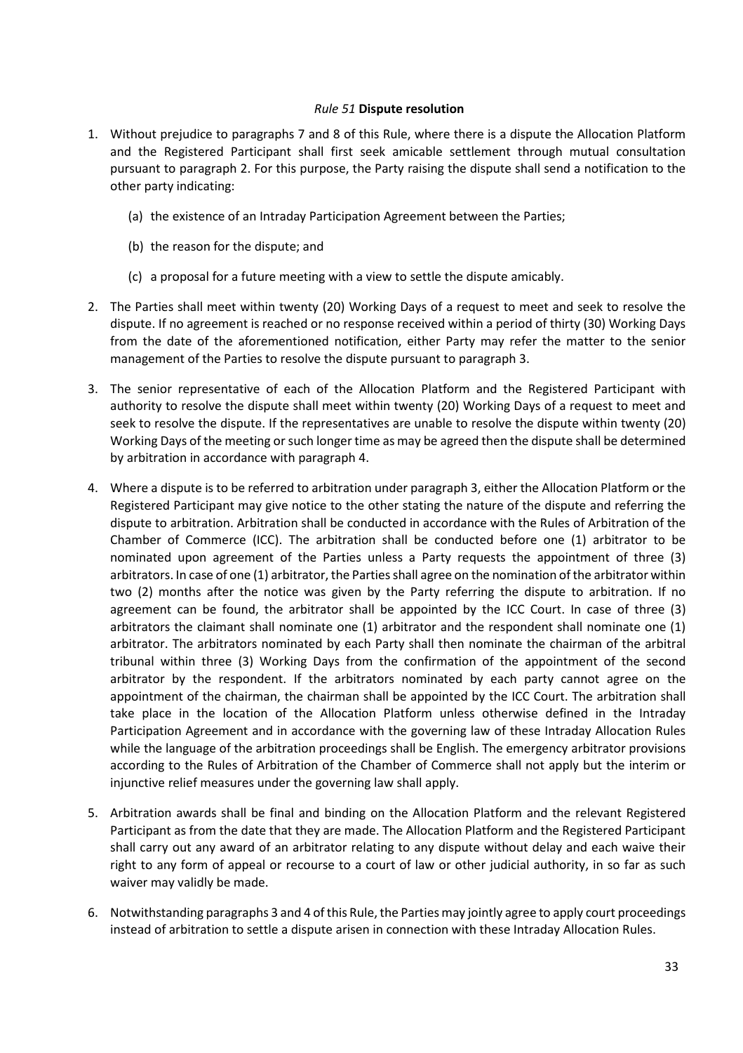### *Rule 51* **Dispute resolution**

1. Without prejudice to paragraphs 7 and 8 of this Rule, where there is a dispute the Allocation Platform and the Registered Participant shall first seek amicable settlement through mutual consultation pursuant to paragraph 2. For this purpose, the Party raising the dispute shall send a notification to the other party indicating:

    (a) the existence of an Intraday Participation Agreement between the Parties;

    (b) the reason for the dispute; and

    (c) a proposal for a future meeting with a view to settle the dispute amicably.

2. The Parties shall meet within twenty (20) Working Days of a request to meet and seek to resolve the dispute. If no agreement is reached or no response received within a period of thirty (30) Working Days from the date of the aforementioned notification, either Party may refer the matter to the senior management of the Parties to resolve the dispute pursuant to paragraph 3.

3. The senior representative of each of the Allocation Platform and the Registered Participant with authority to resolve the dispute shall meet within twenty (20) Working Days of a request to meet and seek to resolve the dispute. If the representatives are unable to resolve the dispute within twenty (20) Working Days of the meeting or such longer time as may be agreed then the dispute shall be determined by arbitration in accordance with paragraph 4.

4. Where a dispute is to be referred to arbitration under paragraph 3, either the Allocation Platform or the Registered Participant may give notice to the other stating the nature of the dispute and referring the dispute to arbitration. Arbitration shall be conducted in accordance with the Rules of Arbitration of the Chamber of Commerce (ICC). The arbitration shall be conducted before one (1) arbitrator to be nominated upon agreement of the Parties unless a Party requests the appointment of three (3) arbitrators. In case of one (1) arbitrator, the Parties shall agree on the nomination of the arbitrator within two (2) months after the notice was given by the Party referring the dispute to arbitration. If no agreement can be found, the arbitrator shall be appointed by the ICC Court. In case of three (3) arbitrators the claimant shall nominate one (1) arbitrator and the respondent shall nominate one (1) arbitrator. The arbitrators nominated by each Party shall then nominate the chairman of the arbitral tribunal within three (3) Working Days from the confirmation of the appointment of the second arbitrator by the respondent. If the arbitrators nominated by each party cannot agree on the appointment of the chairman, the chairman shall be appointed by the ICC Court. The arbitration shall take place in the location of the Allocation Platform unless otherwise defined in the Intraday Participation Agreement and in accordance with the governing law of these Intraday Allocation Rules while the language of the arbitration proceedings shall be English. The emergency arbitrator provisions according to the Rules of Arbitration of the Chamber of Commerce shall not apply but the interim or injunctive relief measures under the governing law shall apply.

5. Arbitration awards shall be final and binding on the Allocation Platform and the relevant Registered Participant as from the date that they are made. The Allocation Platform and the Registered Participant shall carry out any award of an arbitrator relating to any dispute without delay and each waive their right to any form of appeal or recourse to a court of law or other judicial authority, in so far as such waiver may validly be made.

6. Notwithstanding paragraphs 3 and 4 of this Rule, the Parties may jointly agree to apply court proceedings instead of arbitration to settle a dispute arisen in connection with these Intraday Allocation Rules.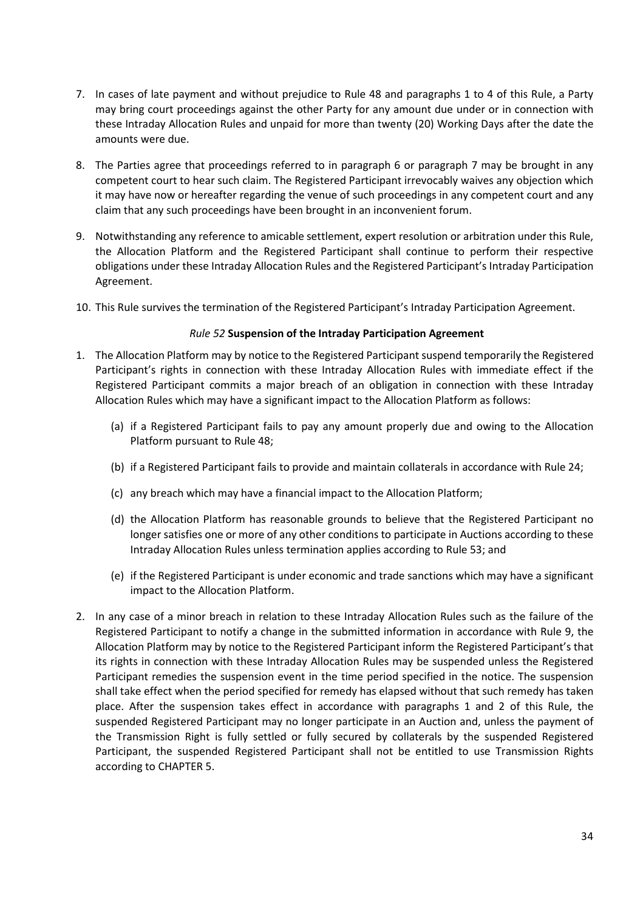7. In cases of late payment and without prejudice to Rule 48 and paragraphs 1 to 4 of this Rule, a Party may bring court proceedings against the other Party for any amount due under or in connection with these Intraday Allocation Rules and unpaid for more than twenty (20) Working Days after the date the amounts were due.

8. The Parties agree that proceedings referred to in paragraph 6 or paragraph 7 may be brought in any competent court to hear such claim. The Registered Participant irrevocably waives any objection which it may have now or hereafter regarding the venue of such proceedings in any competent court and any claim that any such proceedings have been brought in an inconvenient forum.

9. Notwithstanding any reference to amicable settlement, expert resolution or arbitration under this Rule, the Allocation Platform and the Registered Participant shall continue to perform their respective obligations under these Intraday Allocation Rules and the Registered Participant's Intraday Participation Agreement.

10. This Rule survives the termination of the Registered Participant's Intraday Participation Agreement.

### *Rule 52* **Suspension of the Intraday Participation Agreement**

1. The Allocation Platform may by notice to the Registered Participant suspend temporarily the Registered Participant's rights in connection with these Intraday Allocation Rules with immediate effect if the Registered Participant commits a major breach of an obligation in connection with these Intraday Allocation Rules which may have a significant impact to the Allocation Platform as follows:

   (a) if a Registered Participant fails to pay any amount properly due and owing to the Allocation Platform pursuant to Rule 48;

   (b) if a Registered Participant fails to provide and maintain collaterals in accordance with Rule 24;

   (c) any breach which may have a financial impact to the Allocation Platform;

   (d) the Allocation Platform has reasonable grounds to believe that the Registered Participant no longer satisfies one or more of any other conditions to participate in Auctions according to these Intraday Allocation Rules unless termination applies according to Rule 53; and

   (e) if the Registered Participant is under economic and trade sanctions which may have a significant impact to the Allocation Platform.

2. In any case of a minor breach in relation to these Intraday Allocation Rules such as the failure of the Registered Participant to notify a change in the submitted information in accordance with Rule 9, the Allocation Platform may by notice to the Registered Participant inform the Registered Participant's that its rights in connection with these Intraday Allocation Rules may be suspended unless the Registered Participant remedies the suspension event in the time period specified in the notice. The suspension shall take effect when the period specified for remedy has elapsed without that such remedy has taken place. After the suspension takes effect in accordance with paragraphs 1 and 2 of this Rule, the suspended Registered Participant may no longer participate in an Auction and, unless the payment of the Transmission Right is fully settled or fully secured by collaterals by the suspended Registered Participant, the suspended Registered Participant shall not be entitled to use Transmission Rights according to CHAPTER 5.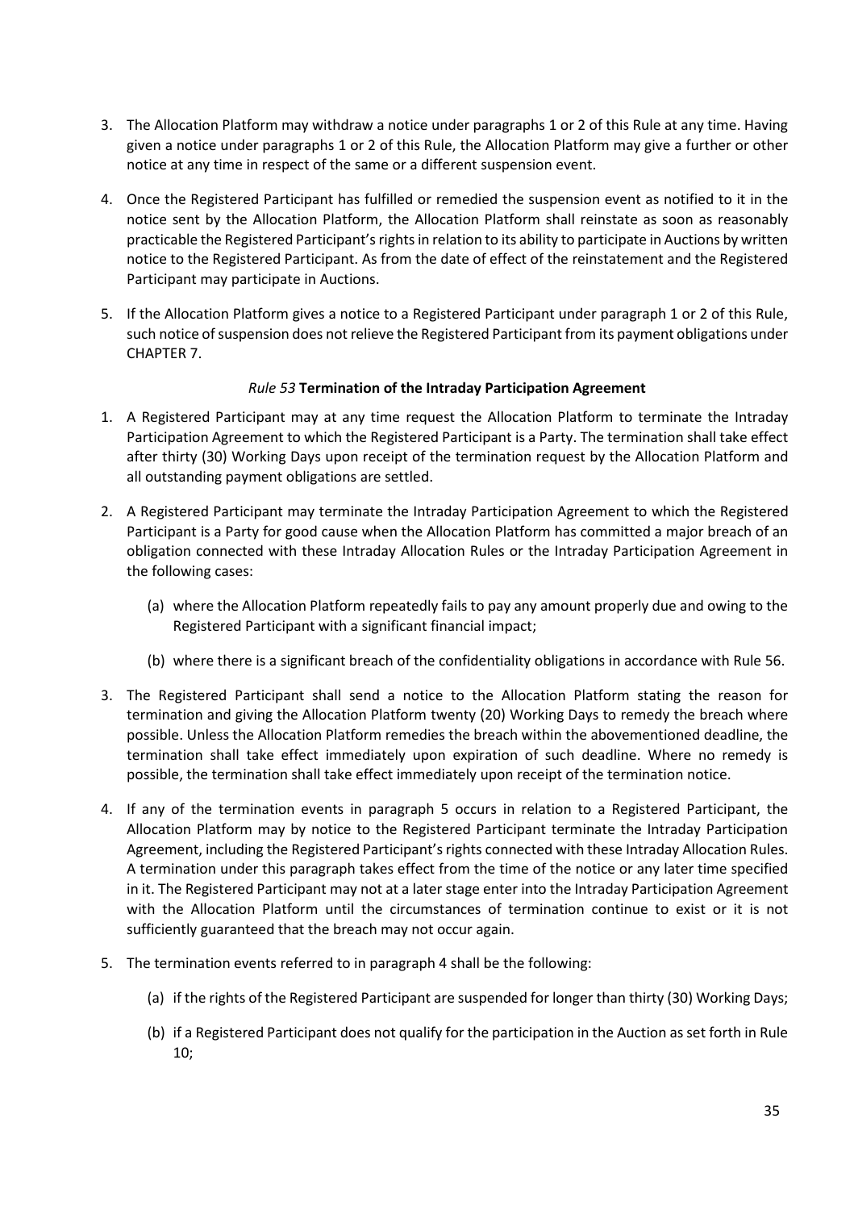3. The Allocation Platform may withdraw a notice under paragraphs 1 or 2 of this Rule at any time. Having given a notice under paragraphs 1 or 2 of this Rule, the Allocation Platform may give a further or other notice at any time in respect of the same or a different suspension event.

4. Once the Registered Participant has fulfilled or remedied the suspension event as notified to it in the notice sent by the Allocation Platform, the Allocation Platform shall reinstate as soon as reasonably practicable the Registered Participant's rights in relation to its ability to participate in Auctions by written notice to the Registered Participant. As from the date of effect of the reinstatement and the Registered Participant may participate in Auctions.

5. If the Allocation Platform gives a notice to a Registered Participant under paragraph 1 or 2 of this Rule, such notice of suspension does not relieve the Registered Participant from its payment obligations under CHAPTER 7.

### *Rule 53* **Termination of the Intraday Participation Agreement**

1. A Registered Participant may at any time request the Allocation Platform to terminate the Intraday Participation Agreement to which the Registered Participant is a Party. The termination shall take effect after thirty (30) Working Days upon receipt of the termination request by the Allocation Platform and all outstanding payment obligations are settled.

2. A Registered Participant may terminate the Intraday Participation Agreement to which the Registered Participant is a Party for good cause when the Allocation Platform has committed a major breach of an obligation connected with these Intraday Allocation Rules or the Intraday Participation Agreement in the following cases:

   (a) where the Allocation Platform repeatedly fails to pay any amount properly due and owing to the Registered Participant with a significant financial impact;

   (b) where there is a significant breach of the confidentiality obligations in accordance with Rule 56.

3. The Registered Participant shall send a notice to the Allocation Platform stating the reason for termination and giving the Allocation Platform twenty (20) Working Days to remedy the breach where possible. Unless the Allocation Platform remedies the breach within the abovementioned deadline, the termination shall take effect immediately upon expiration of such deadline. Where no remedy is possible, the termination shall take effect immediately upon receipt of the termination notice.

4. If any of the termination events in paragraph 5 occurs in relation to a Registered Participant, the Allocation Platform may by notice to the Registered Participant terminate the Intraday Participation Agreement, including the Registered Participant's rights connected with these Intraday Allocation Rules. A termination under this paragraph takes effect from the time of the notice or any later time specified in it. The Registered Participant may not at a later stage enter into the Intraday Participation Agreement with the Allocation Platform until the circumstances of termination continue to exist or it is not sufficiently guaranteed that the breach may not occur again.

5. The termination events referred to in paragraph 4 shall be the following:

   (a) if the rights of the Registered Participant are suspended for longer than thirty (30) Working Days;

   (b) if a Registered Participant does not qualify for the participation in the Auction as set forth in Rule 10;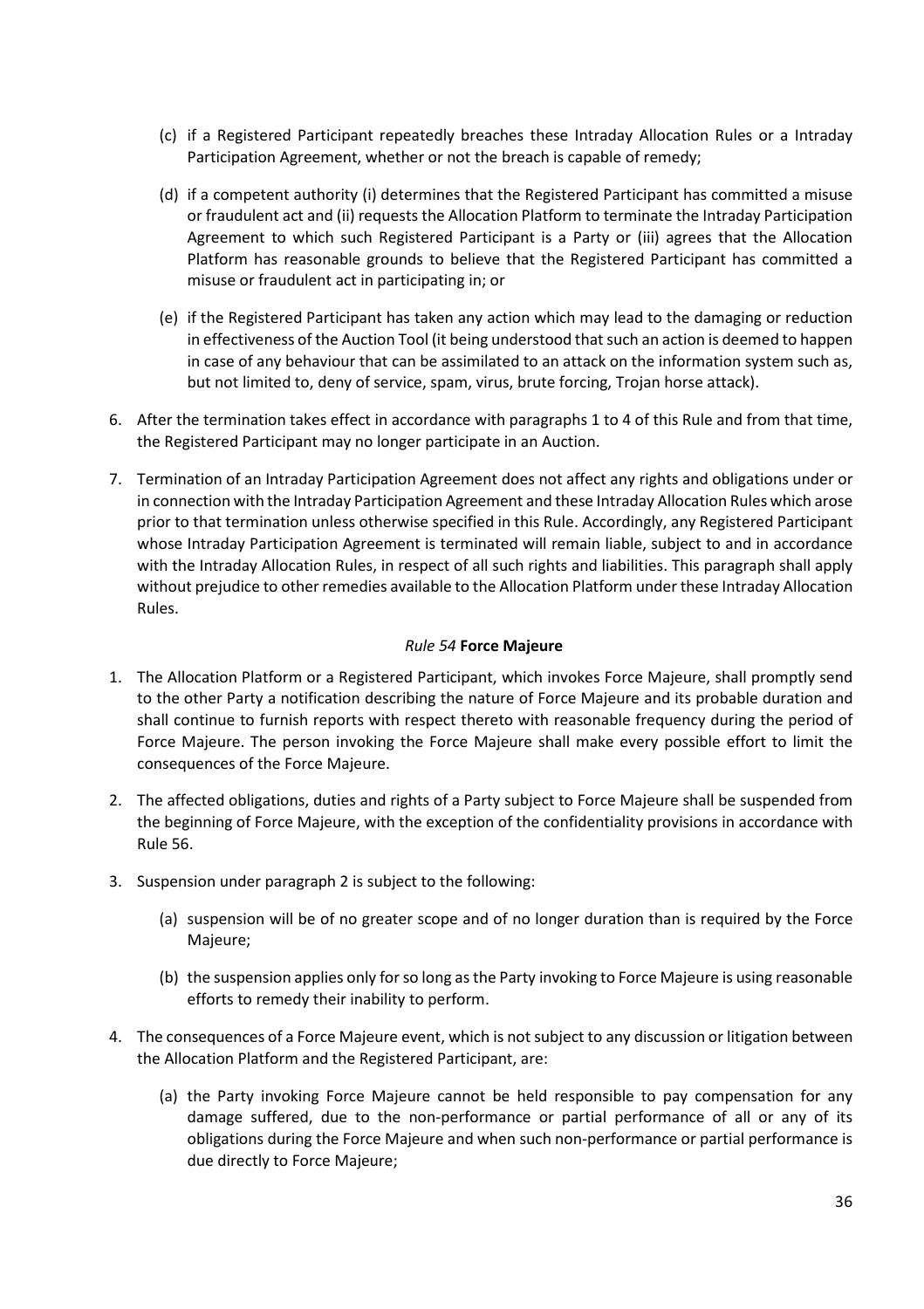(c) if a Registered Participant repeatedly breaches these Intraday Allocation Rules or a Intraday Participation Agreement, whether or not the breach is capable of remedy;

(d) if a competent authority (i) determines that the Registered Participant has committed a misuse or fraudulent act and (ii) requests the Allocation Platform to terminate the Intraday Participation Agreement to which such Registered Participant is a Party or (iii) agrees that the Allocation Platform has reasonable grounds to believe that the Registered Participant has committed a misuse or fraudulent act in participating in; or

(e) if the Registered Participant has taken any action which may lead to the damaging or reduction in effectiveness of the Auction Tool (it being understood that such an action is deemed to happen in case of any behaviour that can be assimilated to an attack on the information system such as, but not limited to, deny of service, spam, virus, brute forcing, Trojan horse attack).

6. After the termination takes effect in accordance with paragraphs 1 to 4 of this Rule and from that time, the Registered Participant may no longer participate in an Auction.

7. Termination of an Intraday Participation Agreement does not affect any rights and obligations under or in connection with the Intraday Participation Agreement and these Intraday Allocation Rules which arose prior to that termination unless otherwise specified in this Rule. Accordingly, any Registered Participant whose Intraday Participation Agreement is terminated will remain liable, subject to and in accordance with the Intraday Allocation Rules, in respect of all such rights and liabilities. This paragraph shall apply without prejudice to other remedies available to the Allocation Platform under these Intraday Allocation Rules.

### *Rule 54* **Force Majeure**

1. The Allocation Platform or a Registered Participant, which invokes Force Majeure, shall promptly send to the other Party a notification describing the nature of Force Majeure and its probable duration and shall continue to furnish reports with respect thereto with reasonable frequency during the period of Force Majeure. The person invoking the Force Majeure shall make every possible effort to limit the consequences of the Force Majeure.

2. The affected obligations, duties and rights of a Party subject to Force Majeure shall be suspended from the beginning of Force Majeure, with the exception of the confidentiality provisions in accordance with Rule 56.

3. Suspension under paragraph 2 is subject to the following:

   (a) suspension will be of no greater scope and of no longer duration than is required by the Force Majeure;

   (b) the suspension applies only for so long as the Party invoking to Force Majeure is using reasonable efforts to remedy their inability to perform.

4. The consequences of a Force Majeure event, which is not subject to any discussion or litigation between the Allocation Platform and the Registered Participant, are:

   (a) the Party invoking Force Majeure cannot be held responsible to pay compensation for any damage suffered, due to the non-performance or partial performance of all or any of its obligations during the Force Majeure and when such non-performance or partial performance is due directly to Force Majeure;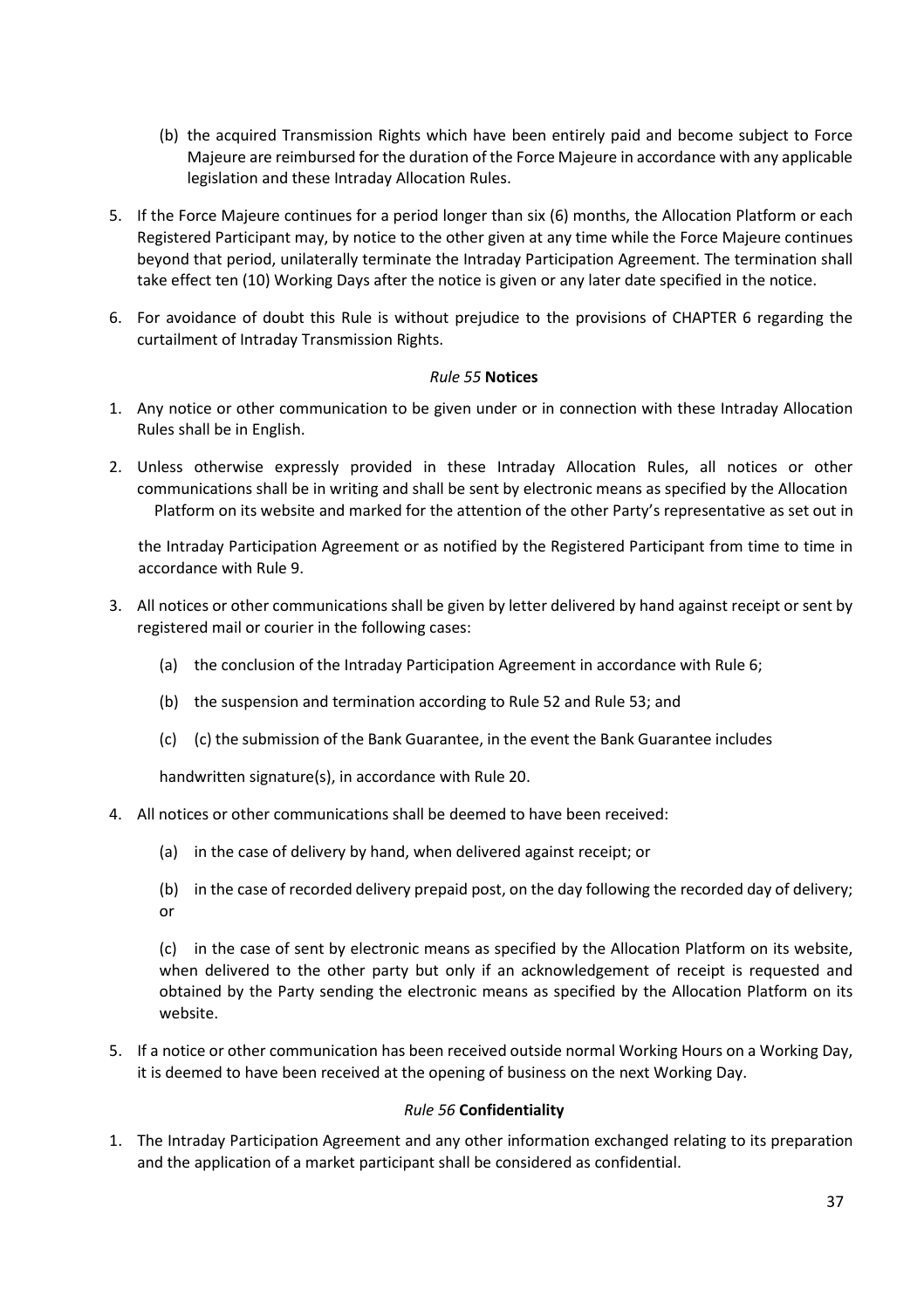(b) the acquired Transmission Rights which have been entirely paid and become subject to Force Majeure are reimbursed for the duration of the Force Majeure in accordance with any applicable legislation and these Intraday Allocation Rules.

5. If the Force Majeure continues for a period longer than six (6) months, the Allocation Platform or each Registered Participant may, by notice to the other given at any time while the Force Majeure continues beyond that period, unilaterally terminate the Intraday Participation Agreement. The termination shall take effect ten (10) Working Days after the notice is given or any later date specified in the notice.

6. For avoidance of doubt this Rule is without prejudice to the provisions of CHAPTER 6 regarding the curtailment of Intraday Transmission Rights.

### *Rule 55* **Notices**

1. Any notice or other communication to be given under or in connection with these Intraday Allocation Rules shall be in English.

2. Unless otherwise expressly provided in these Intraday Allocation Rules, all notices or other communications shall be in writing and shall be sent by electronic means as specified by the Allocation Platform on its website and marked for the attention of the other Party's representative as set out in the Intraday Participation Agreement or as notified by the Registered Participant from time to time in accordance with Rule 9.

3. All notices or other communications shall be given by letter delivered by hand against receipt or sent by registered mail or courier in the following cases:

   (a) the conclusion of the Intraday Participation Agreement in accordance with Rule 6;

   (b) the suspension and termination according to Rule 52 and Rule 53; and

   (c) (c) the submission of the Bank Guarantee, in the event the Bank Guarantee includes handwritten signature(s), in accordance with Rule 20.

4. All notices or other communications shall be deemed to have been received:

   (a) in the case of delivery by hand, when delivered against receipt; or

   (b) in the case of recorded delivery prepaid post, on the day following the recorded day of delivery; or

   (c) in the case of sent by electronic means as specified by the Allocation Platform on its website, when delivered to the other party but only if an acknowledgement of receipt is requested and obtained by the Party sending the electronic means as specified by the Allocation Platform on its website.

5. If a notice or other communication has been received outside normal Working Hours on a Working Day, it is deemed to have been received at the opening of business on the next Working Day.

### *Rule 56* **Confidentiality**

1. The Intraday Participation Agreement and any other information exchanged relating to its preparation and the application of a market participant shall be considered as confidential.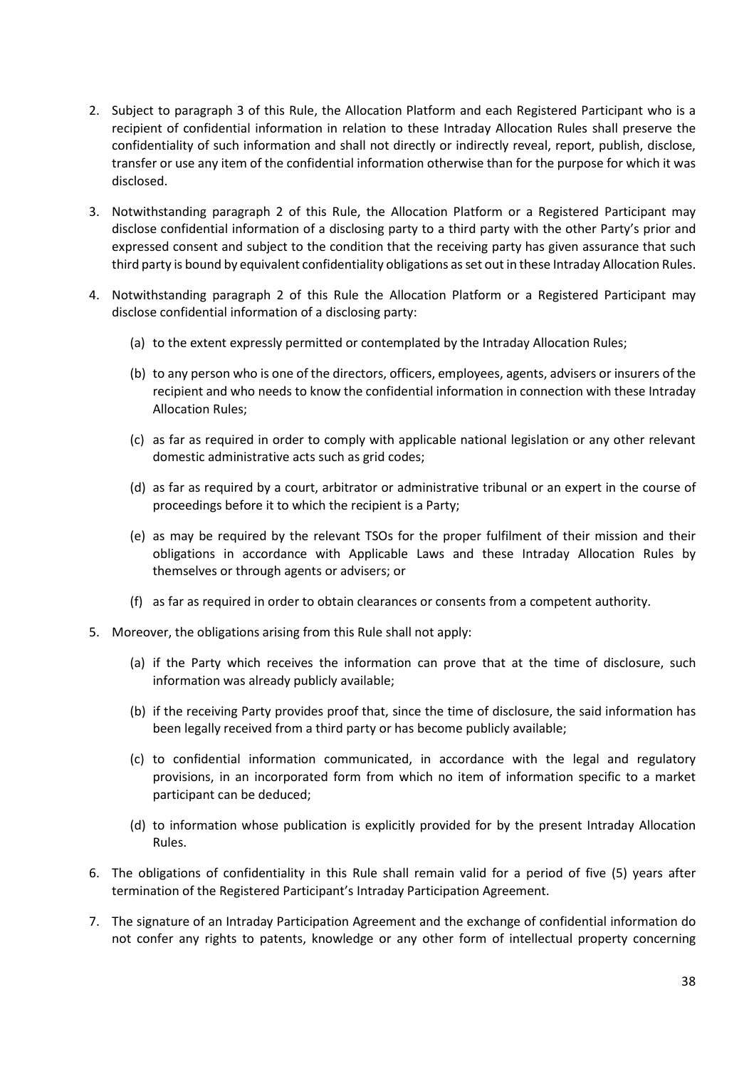2. Subject to paragraph 3 of this Rule, the Allocation Platform and each Registered Participant who is a recipient of confidential information in relation to these Intraday Allocation Rules shall preserve the confidentiality of such information and shall not directly or indirectly reveal, report, publish, disclose, transfer or use any item of the confidential information otherwise than for the purpose for which it was disclosed.

3. Notwithstanding paragraph 2 of this Rule, the Allocation Platform or a Registered Participant may disclose confidential information of a disclosing party to a third party with the other Party's prior and expressed consent and subject to the condition that the receiving party has given assurance that such third party is bound by equivalent confidentiality obligations as set out in these Intraday Allocation Rules.

4. Notwithstanding paragraph 2 of this Rule the Allocation Platform or a Registered Participant may disclose confidential information of a disclosing party:

   (a) to the extent expressly permitted or contemplated by the Intraday Allocation Rules;

   (b) to any person who is one of the directors, officers, employees, agents, advisers or insurers of the recipient and who needs to know the confidential information in connection with these Intraday Allocation Rules;

   (c) as far as required in order to comply with applicable national legislation or any other relevant domestic administrative acts such as grid codes;

   (d) as far as required by a court, arbitrator or administrative tribunal or an expert in the course of proceedings before it to which the recipient is a Party;

   (e) as may be required by the relevant TSOs for the proper fulfilment of their mission and their obligations in accordance with Applicable Laws and these Intraday Allocation Rules by themselves or through agents or advisers; or

   (f) as far as required in order to obtain clearances or consents from a competent authority.

5. Moreover, the obligations arising from this Rule shall not apply:

   (a) if the Party which receives the information can prove that at the time of disclosure, such information was already publicly available;

   (b) if the receiving Party provides proof that, since the time of disclosure, the said information has been legally received from a third party or has become publicly available;

   (c) to confidential information communicated, in accordance with the legal and regulatory provisions, in an incorporated form from which no item of information specific to a market participant can be deduced;

   (d) to information whose publication is explicitly provided for by the present Intraday Allocation Rules.

6. The obligations of confidentiality in this Rule shall remain valid for a period of five (5) years after termination of the Registered Participant's Intraday Participation Agreement.

7. The signature of an Intraday Participation Agreement and the exchange of confidential information do not confer any rights to patents, knowledge or any other form of intellectual property concerning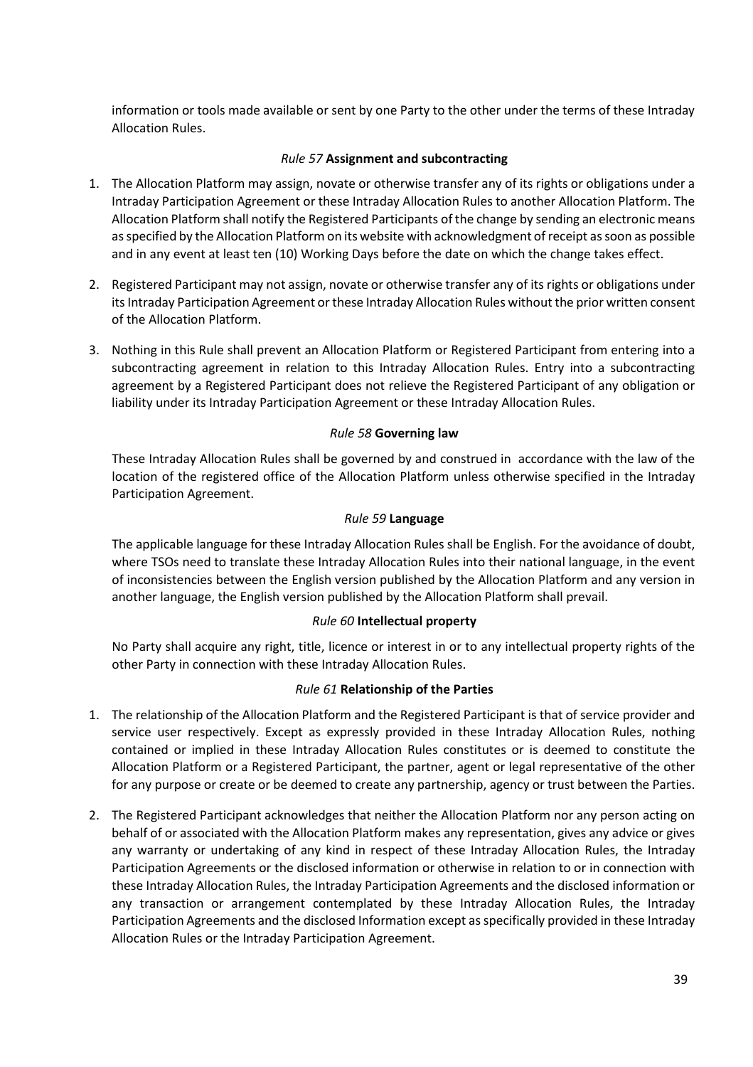information or tools made available or sent by one Party to the other under the terms of these Intraday Allocation Rules.

### *Rule 57* **Assignment and subcontracting**

1. The Allocation Platform may assign, novate or otherwise transfer any of its rights or obligations under a Intraday Participation Agreement or these Intraday Allocation Rules to another Allocation Platform. The Allocation Platform shall notify the Registered Participants of the change by sending an electronic means as specified by the Allocation Platform on its website with acknowledgment of receipt as soon as possible and in any event at least ten (10) Working Days before the date on which the change takes effect.

2. Registered Participant may not assign, novate or otherwise transfer any of its rights or obligations under its Intraday Participation Agreement or these Intraday Allocation Rules without the prior written consent of the Allocation Platform.

3. Nothing in this Rule shall prevent an Allocation Platform or Registered Participant from entering into a subcontracting agreement in relation to this Intraday Allocation Rules. Entry into a subcontracting agreement by a Registered Participant does not relieve the Registered Participant of any obligation or liability under its Intraday Participation Agreement or these Intraday Allocation Rules.

### *Rule 58* **Governing law**

These Intraday Allocation Rules shall be governed by and construed in accordance with the law of the location of the registered office of the Allocation Platform unless otherwise specified in the Intraday Participation Agreement.

### *Rule 59* **Language**

The applicable language for these Intraday Allocation Rules shall be English. For the avoidance of doubt, where TSOs need to translate these Intraday Allocation Rules into their national language, in the event of inconsistencies between the English version published by the Allocation Platform and any version in another language, the English version published by the Allocation Platform shall prevail.

### *Rule 60* **Intellectual property**

No Party shall acquire any right, title, licence or interest in or to any intellectual property rights of the other Party in connection with these Intraday Allocation Rules.

### *Rule 61* **Relationship of the Parties**

1. The relationship of the Allocation Platform and the Registered Participant is that of service provider and service user respectively. Except as expressly provided in these Intraday Allocation Rules, nothing contained or implied in these Intraday Allocation Rules constitutes or is deemed to constitute the Allocation Platform or a Registered Participant, the partner, agent or legal representative of the other for any purpose or create or be deemed to create any partnership, agency or trust between the Parties.

2. The Registered Participant acknowledges that neither the Allocation Platform nor any person acting on behalf of or associated with the Allocation Platform makes any representation, gives any advice or gives any warranty or undertaking of any kind in respect of these Intraday Allocation Rules, the Intraday Participation Agreements or the disclosed information or otherwise in relation to or in connection with these Intraday Allocation Rules, the Intraday Participation Agreements and the disclosed information or any transaction or arrangement contemplated by these Intraday Allocation Rules, the Intraday Participation Agreements and the disclosed Information except as specifically provided in these Intraday Allocation Rules or the Intraday Participation Agreement.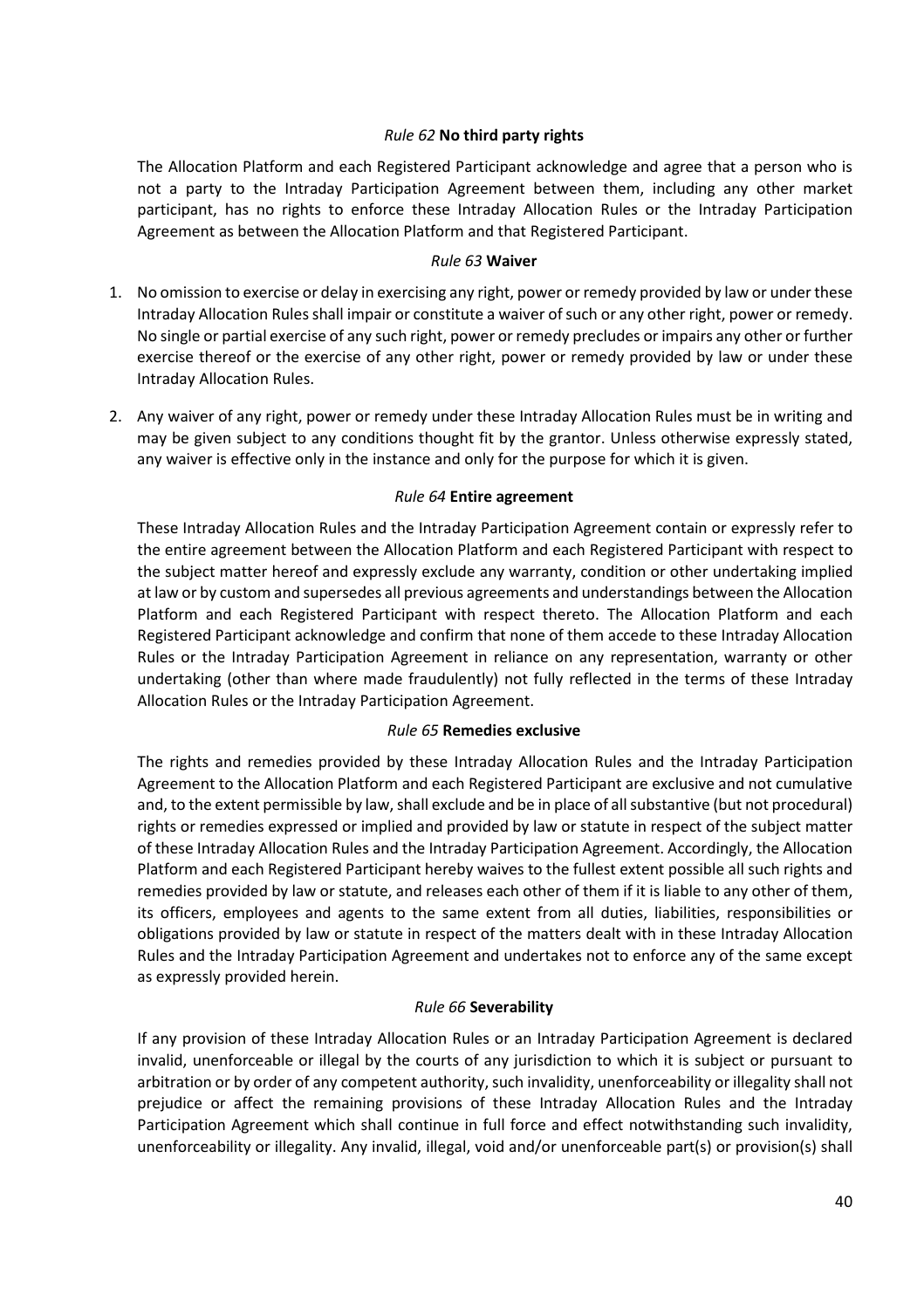### *Rule 62* **No third party rights**

The Allocation Platform and each Registered Participant acknowledge and agree that a person who is not a party to the Intraday Participation Agreement between them, including any other market participant, has no rights to enforce these Intraday Allocation Rules or the Intraday Participation Agreement as between the Allocation Platform and that Registered Participant.

### *Rule 63* **Waiver**

1. No omission to exercise or delay in exercising any right, power or remedy provided by law or under these Intraday Allocation Rules shall impair or constitute a waiver of such or any other right, power or remedy. No single or partial exercise of any such right, power or remedy precludes or impairs any other or further exercise thereof or the exercise of any other right, power or remedy provided by law or under these Intraday Allocation Rules.
2. Any waiver of any right, power or remedy under these Intraday Allocation Rules must be in writing and may be given subject to any conditions thought fit by the grantor. Unless otherwise expressly stated, any waiver is effective only in the instance and only for the purpose for which it is given.

### *Rule 64* **Entire agreement**

These Intraday Allocation Rules and the Intraday Participation Agreement contain or expressly refer to the entire agreement between the Allocation Platform and each Registered Participant with respect to the subject matter hereof and expressly exclude any warranty, condition or other undertaking implied at law or by custom and supersedes all previous agreements and understandings between the Allocation Platform and each Registered Participant with respect thereto. The Allocation Platform and each Registered Participant acknowledge and confirm that none of them accede to these Intraday Allocation Rules or the Intraday Participation Agreement in reliance on any representation, warranty or other undertaking (other than where made fraudulently) not fully reflected in the terms of these Intraday Allocation Rules or the Intraday Participation Agreement.

### *Rule 65* **Remedies exclusive**

The rights and remedies provided by these Intraday Allocation Rules and the Intraday Participation Agreement to the Allocation Platform and each Registered Participant are exclusive and not cumulative and, to the extent permissible by law, shall exclude and be in place of all substantive (but not procedural) rights or remedies expressed or implied and provided by law or statute in respect of the subject matter of these Intraday Allocation Rules and the Intraday Participation Agreement. Accordingly, the Allocation Platform and each Registered Participant hereby waives to the fullest extent possible all such rights and remedies provided by law or statute, and releases each other of them if it is liable to any other of them, its officers, employees and agents to the same extent from all duties, liabilities, responsibilities or obligations provided by law or statute in respect of the matters dealt with in these Intraday Allocation Rules and the Intraday Participation Agreement and undertakes not to enforce any of the same except as expressly provided herein.

### *Rule 66* **Severability**

If any provision of these Intraday Allocation Rules or an Intraday Participation Agreement is declared invalid, unenforceable or illegal by the courts of any jurisdiction to which it is subject or pursuant to arbitration or by order of any competent authority, such invalidity, unenforceability or illegality shall not prejudice or affect the remaining provisions of these Intraday Allocation Rules and the Intraday Participation Agreement which shall continue in full force and effect notwithstanding such invalidity, unenforceability or illegality. Any invalid, illegal, void and/or unenforceable part(s) or provision(s) shall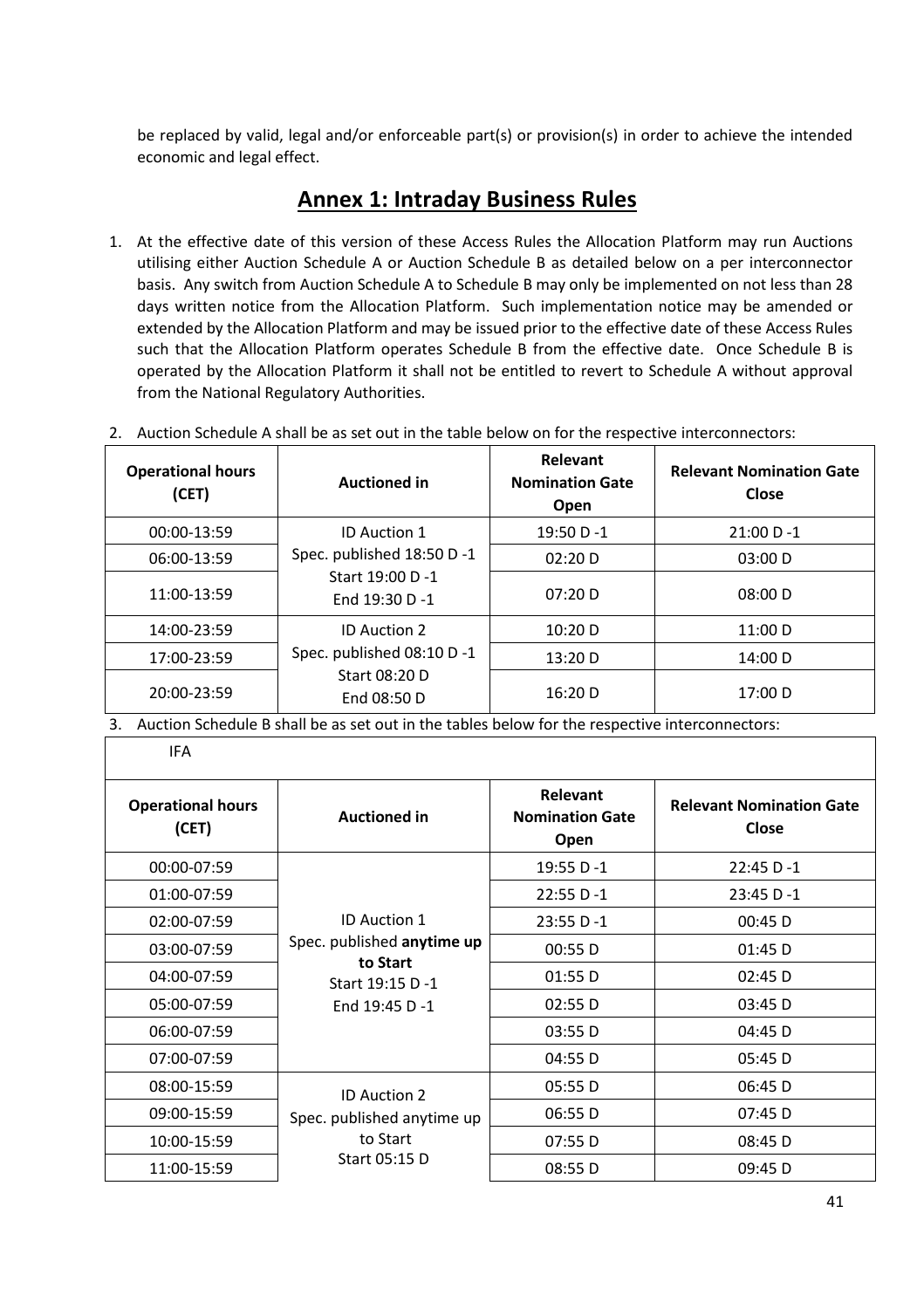be replaced by valid, legal and/or enforceable part(s) or provision(s) in order to achieve the intended economic and legal effect.

## Annex 1: Intraday Business Rules

1. At the effective date of this version of these Access Rules the Allocation Platform may run Auctions utilising either Auction Schedule A or Auction Schedule B as detailed below on a per interconnector basis. Any switch from Auction Schedule A to Schedule B may only be implemented on not less than 28 days written notice from the Allocation Platform. Such implementation notice may be amended or extended by the Allocation Platform and may be issued prior to the effective date of these Access Rules such that the Allocation Platform operates Schedule B from the effective date. Once Schedule B is operated by the Allocation Platform it shall not be entitled to revert to Schedule A without approval from the National Regulatory Authorities.

2. Auction Schedule A shall be as set out in the table below on for the respective interconnectors:

| Operational hours (CET) | Auctioned in | Relevant Nomination Gate Open | Relevant Nomination Gate Close |
|---|---|---|---|
| 00:00-13:59 | ID Auction 1<br>Spec. published 18:50 D -1<br>Start 19:00 D -1<br>End 19:30 D -1 | 19:50 D -1 | 21:00 D -1 |
| 06:00-13:59 | | 02:20 D | 03:00 D |
| 11:00-13:59 | | 07:20 D | 08:00 D |
| 14:00-23:59 | ID Auction 2<br>Spec. published 08:10 D -1<br>Start 08:20 D<br>End 08:50 D | 10:20 D | 11:00 D |
| 17:00-23:59 | | 13:20 D | 14:00 D |
| 20:00-23:59 | | 16:20 D | 17:00 D |

3. Auction Schedule B shall be as set out in the tables below for the respective interconnectors:

IFA

| Operational hours (CET) | Auctioned in | Relevant Nomination Gate Open | Relevant Nomination Gate Close |
|---|---|---|---|
| 00:00-07:59 | ID Auction 1<br>Spec. published **anytime up to Start**<br>Start 19:15 D -1<br>End 19:45 D -1 | 19:55 D -1 | 22:45 D -1 |
| 01:00-07:59 | | 22:55 D -1 | 23:45 D -1 |
| 02:00-07:59 | | 23:55 D -1 | 00:45 D |
| 03:00-07:59 | | 00:55 D | 01:45 D |
| 04:00-07:59 | | 01:55 D | 02:45 D |
| 05:00-07:59 | | 02:55 D | 03:45 D |
| 06:00-07:59 | | 03:55 D | 04:45 D |
| 07:00-07:59 | | 04:55 D | 05:45 D |
| 08:00-15:59 | ID Auction 2<br>Spec. published anytime up to Start<br>Start 05:15 D | 05:55 D | 06:45 D |
| 09:00-15:59 | | 06:55 D | 07:45 D |
| 10:00-15:59 | | 07:55 D | 08:45 D |
| 11:00-15:59 | | 08:55 D | 09:45 D |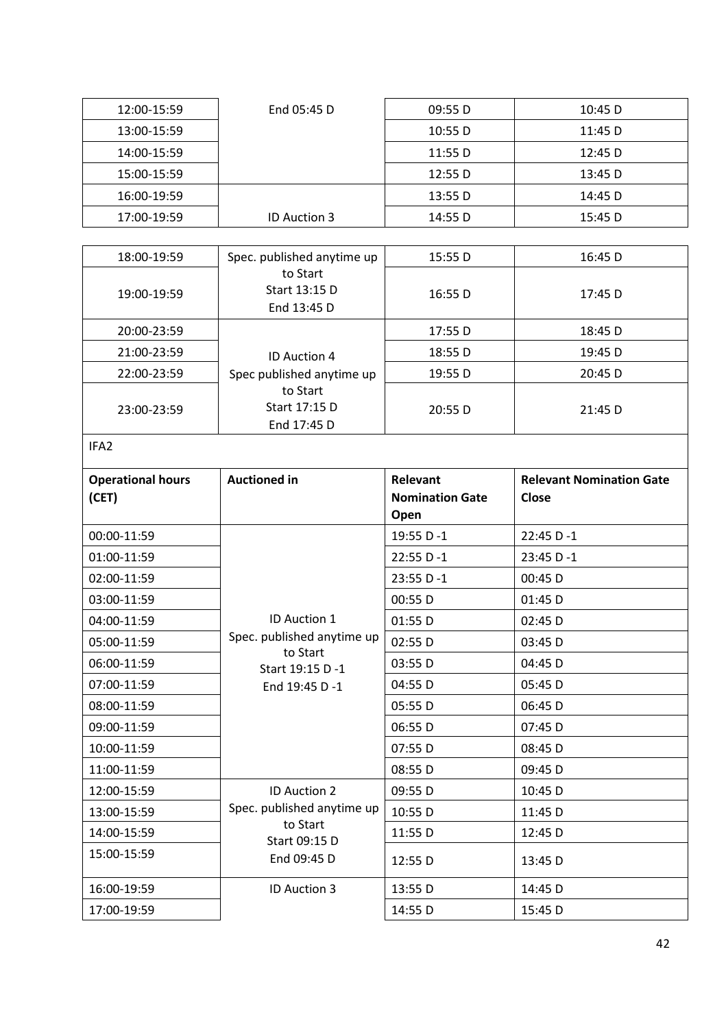| 12:00-15:59 | End 05:45 D | 09:55 D | 10:45 D |
|---|---|---|---|
| 13:00-15:59 | | 10:55 D | 11:45 D |
| 14:00-15:59 | | 11:55 D | 12:45 D |
| 15:00-15:59 | | 12:55 D | 13:45 D |
| 16:00-19:59 | ID Auction 3 | 13:55 D | 14:45 D |
| 17:00-19:59 | | 14:55 D | 15:45 D |
| 18:00-19:59 | Spec. published anytime up to Start Start 13:15 D End 13:45 D | 15:55 D | 16:45 D |
| 19:00-19:59 | | 16:55 D | 17:45 D |
| 20:00-23:59 | ID Auction 4 Spec published anytime up to Start Start 17:15 D End 17:45 D | 17:55 D | 18:45 D |
| 21:00-23:59 | | 18:55 D | 19:45 D |
| 22:00-23:59 | | 19:55 D | 20:45 D |
| 23:00-23:59 | | 20:55 D | 21:45 D |

IFA2

| **Operational hours (CET)** | **Auctioned in** | **Relevant Nomination Gate Open** | **Relevant Nomination Gate Close** |
|---|---|---|---|
| 00:00-11:59 | ID Auction 1 Spec. published anytime up to Start Start 19:15 D -1 End 19:45 D -1 | 19:55 D -1 | 22:45 D -1 |
| 01:00-11:59 | | 22:55 D -1 | 23:45 D -1 |
| 02:00-11:59 | | 23:55 D -1 | 00:45 D |
| 03:00-11:59 | | 00:55 D | 01:45 D |
| 04:00-11:59 | | 01:55 D | 02:45 D |
| 05:00-11:59 | | 02:55 D | 03:45 D |
| 06:00-11:59 | | 03:55 D | 04:45 D |
| 07:00-11:59 | | 04:55 D | 05:45 D |
| 08:00-11:59 | | 05:55 D | 06:45 D |
| 09:00-11:59 | | 06:55 D | 07:45 D |
| 10:00-11:59 | | 07:55 D | 08:45 D |
| 11:00-11:59 | | 08:55 D | 09:45 D |
| 12:00-15:59 | ID Auction 2 Spec. published anytime up to Start Start 09:15 D End 09:45 D | 09:55 D | 10:45 D |
| 13:00-15:59 | | 10:55 D | 11:45 D |
| 14:00-15:59 | | 11:55 D | 12:45 D |
| 15:00-15:59 | | 12:55 D | 13:45 D |
| 16:00-19:59 | ID Auction 3 | 13:55 D | 14:45 D |
| 17:00-19:59 | | 14:55 D | 15:45 D |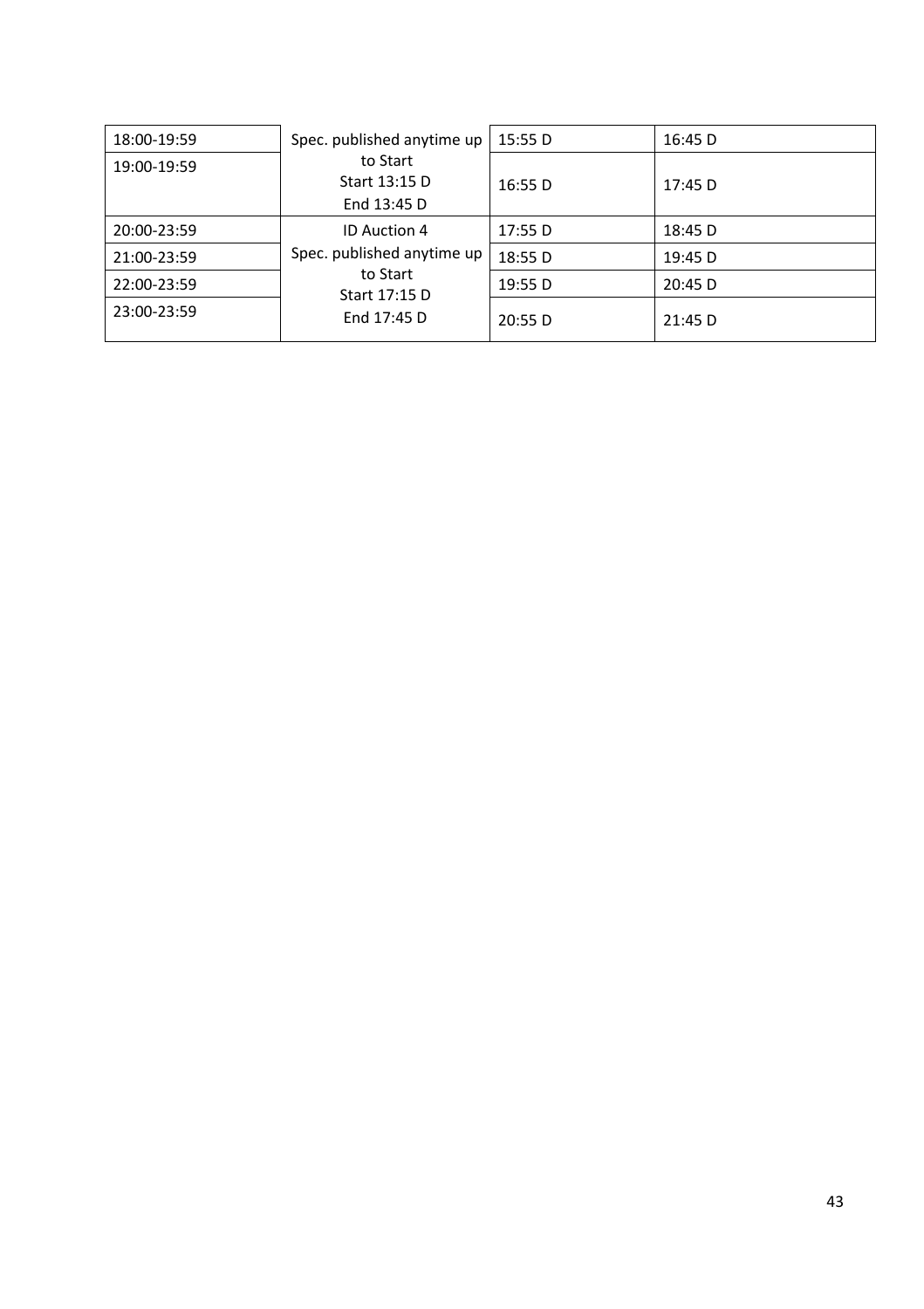| | | | |
|---|---|---|---|
| 18:00-19:59 | Spec. published anytime up to Start<br>Start 13:15 D<br>End 13:45 D | 15:55 D | 16:45 D |
| 19:00-19:59 | | 16:55 D | 17:45 D |
| 20:00-23:59 | ID Auction 4<br>Spec. published anytime up to Start<br>Start 17:15 D<br>End 17:45 D | 17:55 D | 18:45 D |
| 21:00-23:59 | | 18:55 D | 19:45 D |
| 22:00-23:59 | | 19:55 D | 20:45 D |
| 23:00-23:59 | | 20:55 D | 21:45 D |